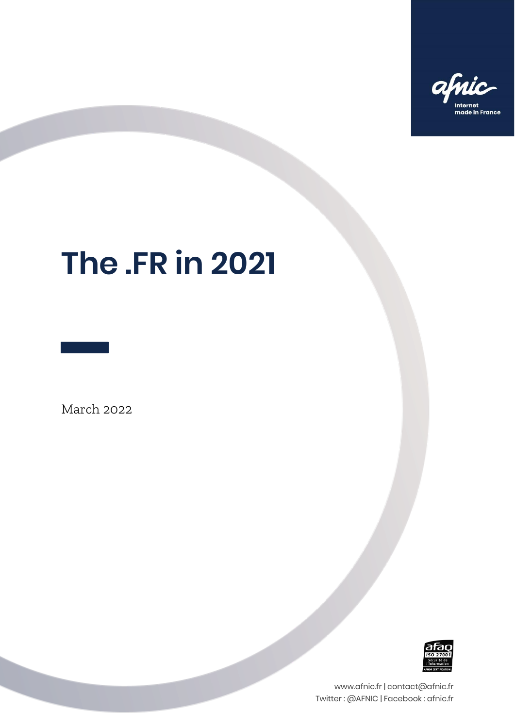afnic

Internet made in France

# The .FR in 2021

March 2022

afaq ISO 27001 Sécurité de l'information AFNOR CERTIFICATION

www.afnic.fr | contact@afnic.fr
Twitter : @AFNIC | Facebook : afnic.fr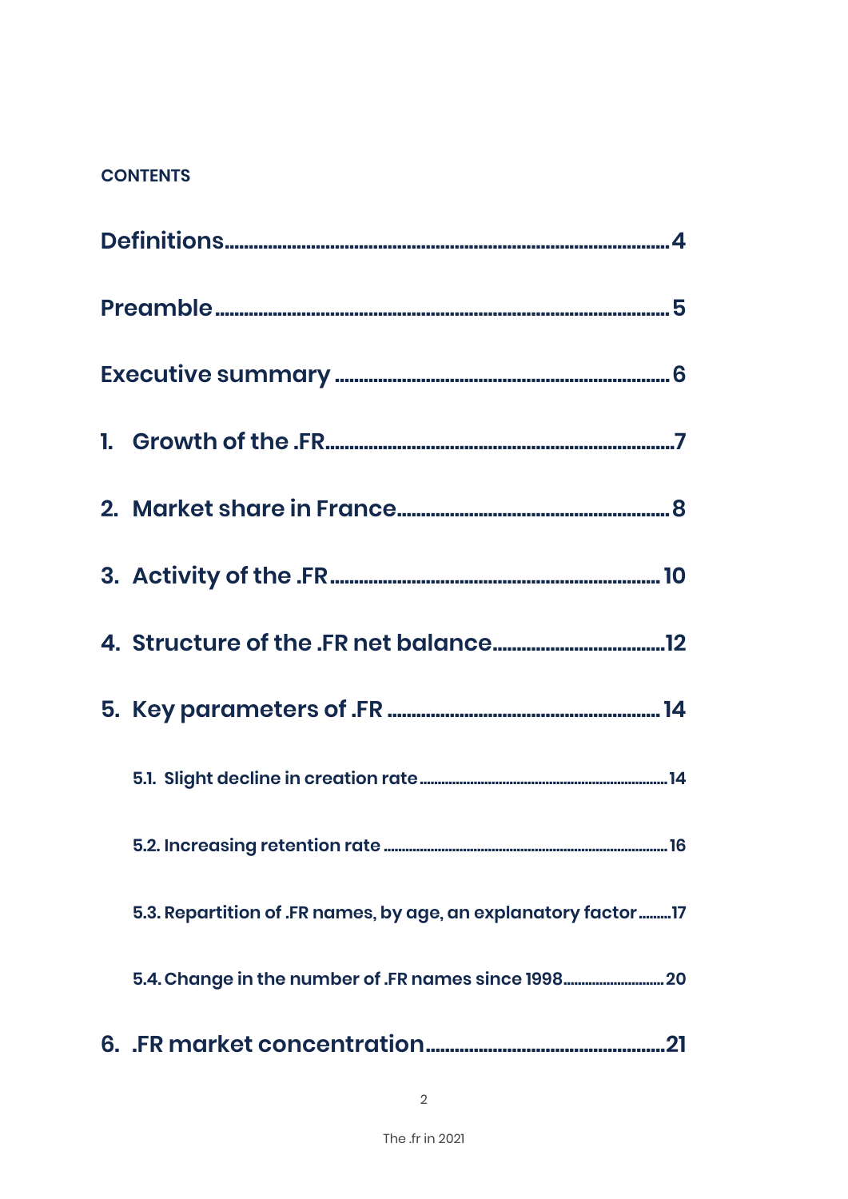**CONTENTS**

**Definitions** ........................................................................................ 4

**Preamble** ........................................................................................ 5

**Executive summary** ........................................................................ 6

1. **Growth of the .FR** ........................................................................ 7

2. **Market share in France** ........................................................... 8

3. **Activity of the .FR** ...................................................................... 10

4. **Structure of the .FR net balance** ............................................. 12

5. **Key parameters of .FR** .............................................................. 14

   5.1. Slight decline in creation rate ................................................. 14

   5.2. Increasing retention rate .......................................................... 16

   5.3. Repartition of .FR names, by age, an explanatory factor ......... 17

   5.4. Change in the number of .FR names since 1998 ...................... 20

6. **.FR market concentration** ........................................................ 21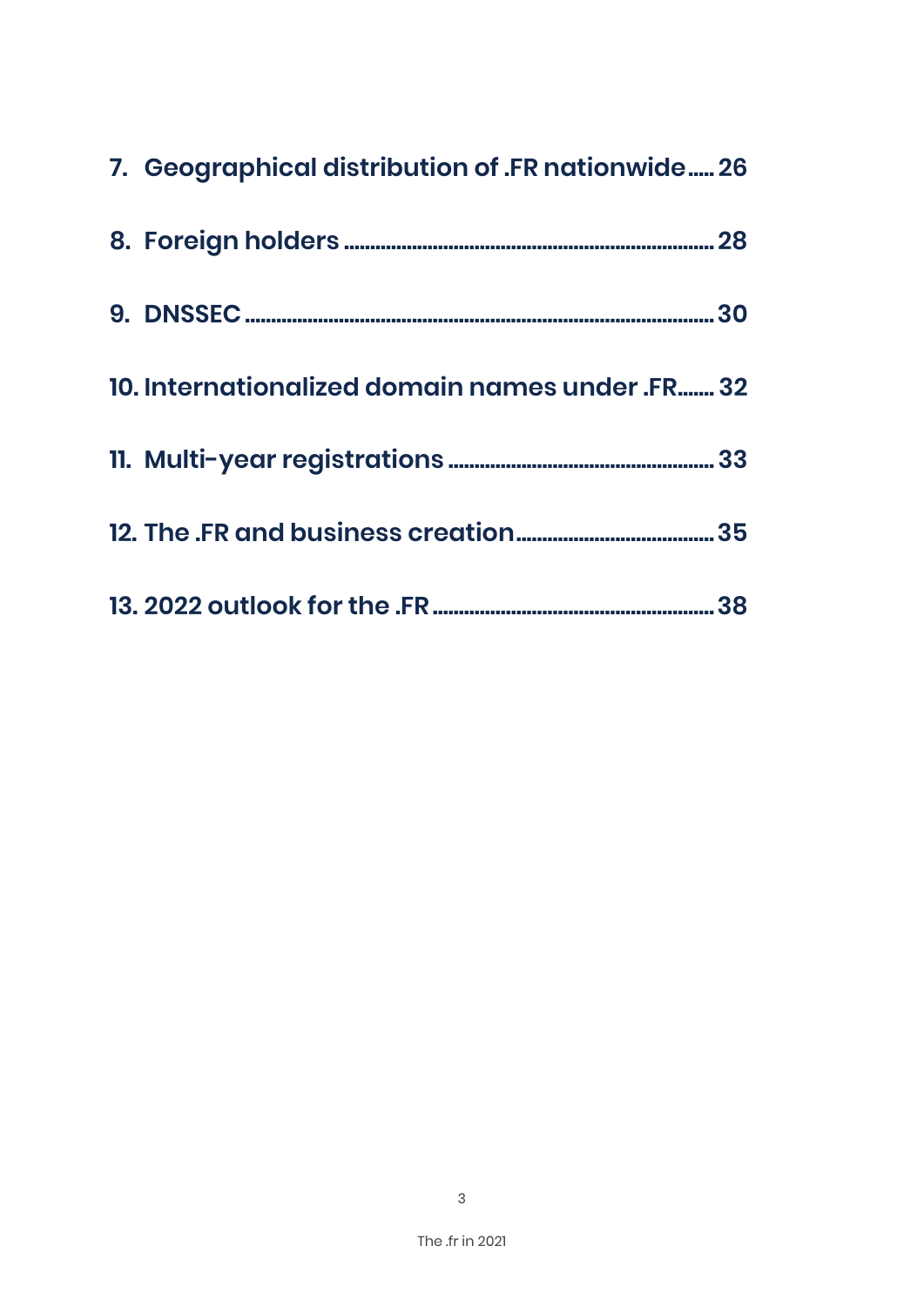7. Geographical distribution of .FR nationwide ..... 26

8. Foreign holders ..... 28

9. DNSSEC ..... 30

10. Internationalized domain names under .FR ..... 32

11. Multi-year registrations ..... 33

12. The .FR and business creation ..... 35

13. 2022 outlook for the .FR ..... 38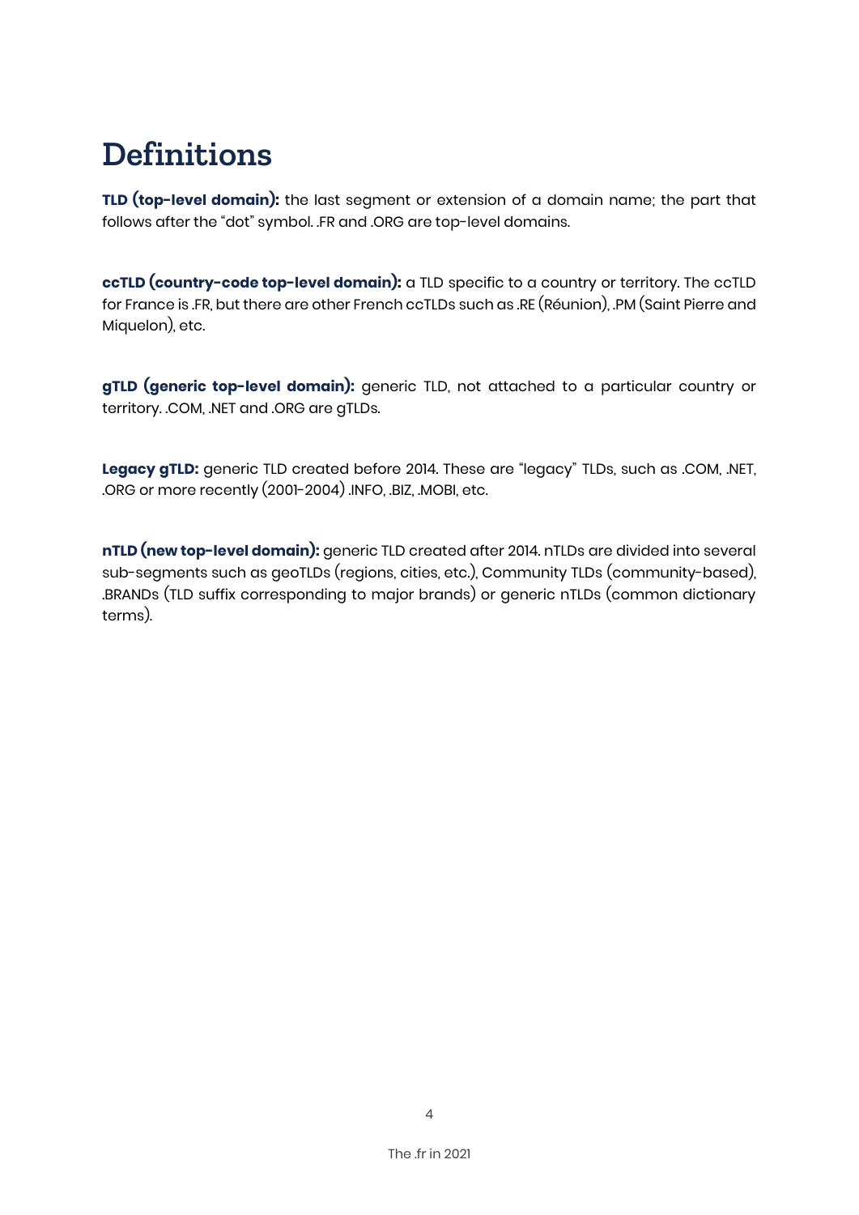# Definitions

**TLD (top-level domain):** the last segment or extension of a domain name; the part that follows after the "dot" symbol. .FR and .ORG are top-level domains.

**ccTLD (country-code top-level domain):** a TLD specific to a country or territory. The ccTLD for France is .FR, but there are other French ccTLDs such as .RE (Réunion), .PM (Saint Pierre and Miquelon), etc.

**gTLD (generic top-level domain):** generic TLD, not attached to a particular country or territory. .COM, .NET and .ORG are gTLDs.

**Legacy gTLD:** generic TLD created before 2014. These are "legacy" TLDs, such as .COM, .NET, .ORG or more recently (2001-2004) .INFO, .BIZ, .MOBI, etc.

**nTLD (new top-level domain):** generic TLD created after 2014. nTLDs are divided into several sub-segments such as geoTLDs (regions, cities, etc.), Community TLDs (community-based), .BRANDs (TLD suffix corresponding to major brands) or generic nTLDs (common dictionary terms).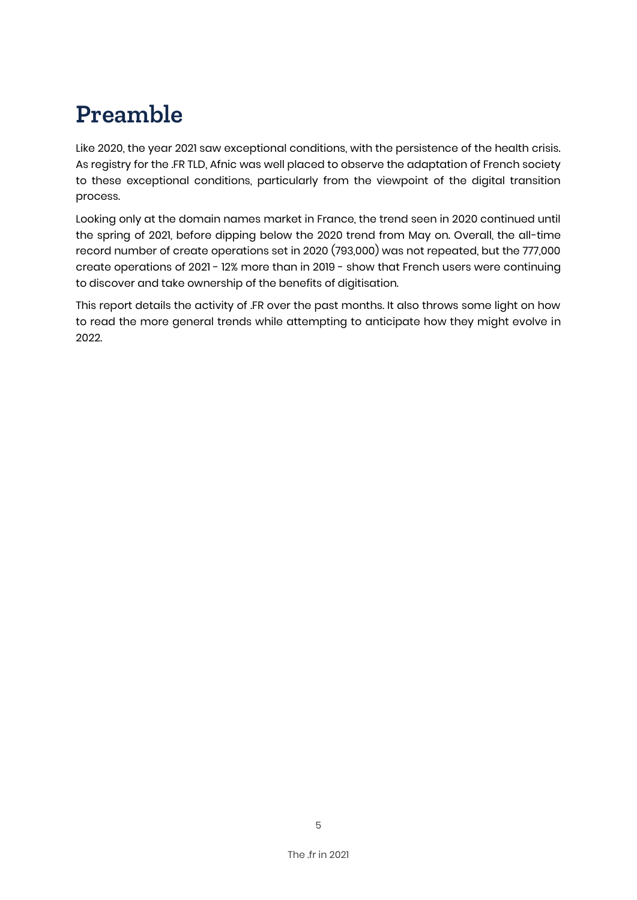# Preamble

Like 2020, the year 2021 saw exceptional conditions, with the persistence of the health crisis. As registry for the .FR TLD, Afnic was well placed to observe the adaptation of French society to these exceptional conditions, particularly from the viewpoint of the digital transition process.

Looking only at the domain names market in France, the trend seen in 2020 continued until the spring of 2021, before dipping below the 2020 trend from May on. Overall, the all-time record number of create operations set in 2020 (793,000) was not repeated, but the 777,000 create operations of 2021 - 12% more than in 2019 - show that French users were continuing to discover and take ownership of the benefits of digitisation.

This report details the activity of .FR over the past months. It also throws some light on how to read the more general trends while attempting to anticipate how they might evolve in 2022.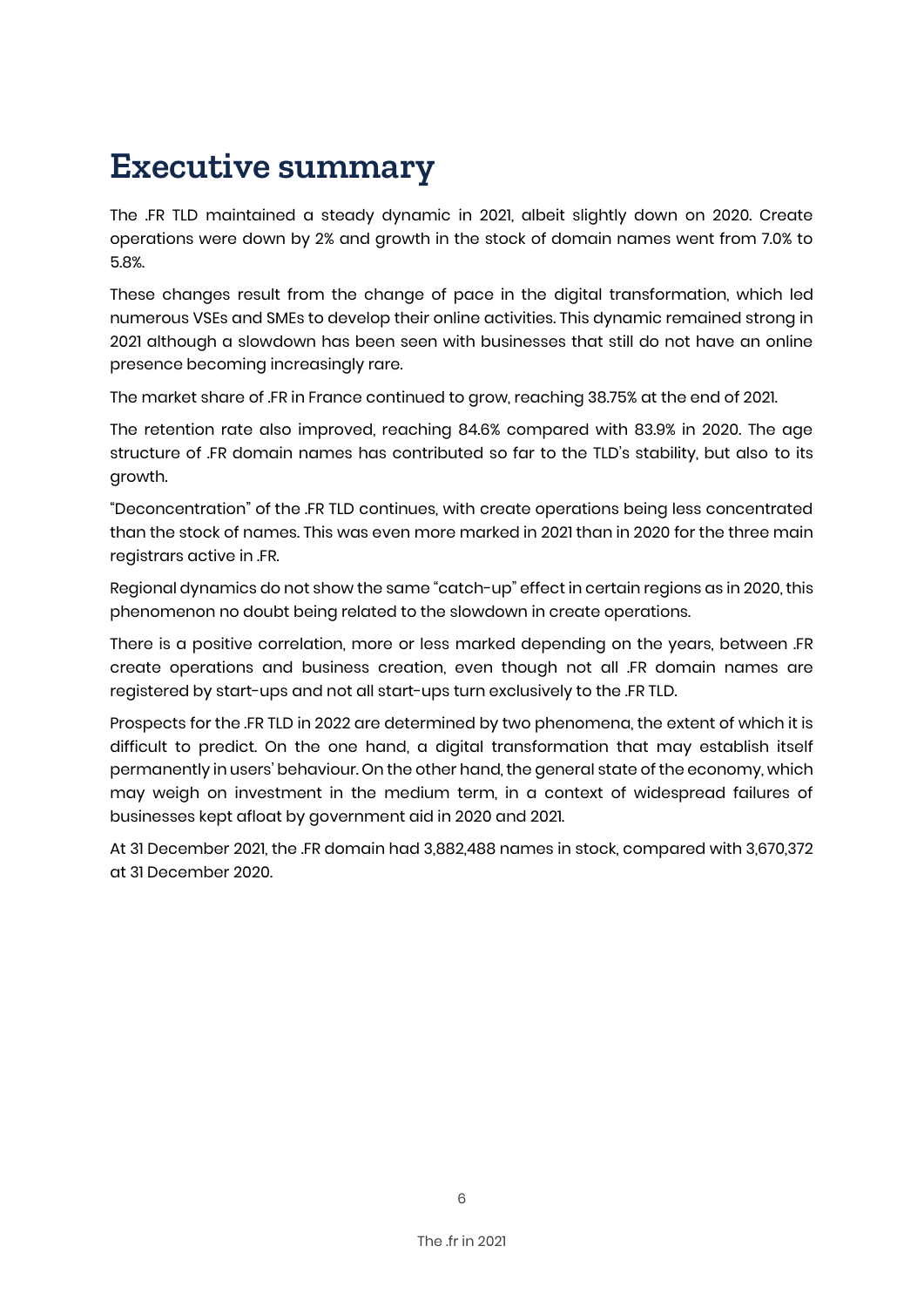# Executive summary

The .FR TLD maintained a steady dynamic in 2021, albeit slightly down on 2020. Create operations were down by 2% and growth in the stock of domain names went from 7.0% to 5.8%.

These changes result from the change of pace in the digital transformation, which led numerous VSEs and SMEs to develop their online activities. This dynamic remained strong in 2021 although a slowdown has been seen with businesses that still do not have an online presence becoming increasingly rare.

The market share of .FR in France continued to grow, reaching 38.75% at the end of 2021.

The retention rate also improved, reaching 84.6% compared with 83.9% in 2020. The age structure of .FR domain names has contributed so far to the TLD's stability, but also to its growth.

"Deconcentration" of the .FR TLD continues, with create operations being less concentrated than the stock of names. This was even more marked in 2021 than in 2020 for the three main registrars active in .FR.

Regional dynamics do not show the same "catch-up" effect in certain regions as in 2020, this phenomenon no doubt being related to the slowdown in create operations.

There is a positive correlation, more or less marked depending on the years, between .FR create operations and business creation, even though not all .FR domain names are registered by start-ups and not all start-ups turn exclusively to the .FR TLD.

Prospects for the .FR TLD in 2022 are determined by two phenomena, the extent of which it is difficult to predict. On the one hand, a digital transformation that may establish itself permanently in users' behaviour. On the other hand, the general state of the economy, which may weigh on investment in the medium term, in a context of widespread failures of businesses kept afloat by government aid in 2020 and 2021.

At 31 December 2021, the .FR domain had 3,882,488 names in stock, compared with 3,670,372 at 31 December 2020.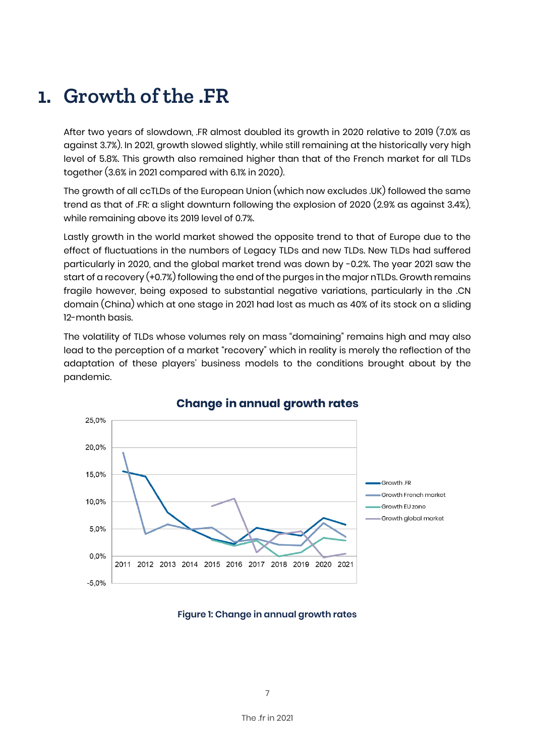# 1. Growth of the .FR

After two years of slowdown, .FR almost doubled its growth in 2020 relative to 2019 (7.0% as against 3.7%). In 2021, growth slowed slightly, while still remaining at the historically very high level of 5.8%. This growth also remained higher than that of the French market for all TLDs together (3.6% in 2021 compared with 6.1% in 2020).

The growth of all ccTLDs of the European Union (which now excludes .UK) followed the same trend as that of .FR: a slight downturn following the explosion of 2020 (2.9% as against 3.4%), while remaining above its 2019 level of 0.7%.

Lastly growth in the world market showed the opposite trend to that of Europe due to the effect of fluctuations in the numbers of Legacy TLDs and new TLDs. New TLDs had suffered particularly in 2020, and the global market trend was down by -0.2%. The year 2021 saw the start of a recovery (+0.7%) following the end of the purges in the major nTLDs. Growth remains fragile however, being exposed to substantial negative variations, particularly in the .CN domain (China) which at one stage in 2021 had lost as much as 40% of its stock on a sliding 12-month basis.

The volatility of TLDs whose volumes rely on mass "domaining" remains high and may also lead to the perception of a market "recovery" which in reality is merely the reflection of the adaptation of these players' business models to the conditions brought about by the pandemic.

**Figure 1: Change in annual growth rates**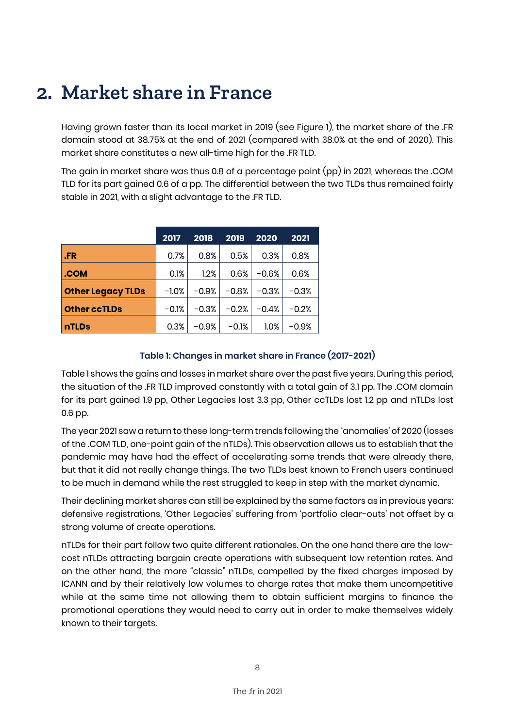# 2. Market share in France

Having grown faster than its local market in 2019 (see Figure 1), the market share of the .FR domain stood at 38.75% at the end of 2021 (compared with 38.0% at the end of 2020). This market share constitutes a new all-time high for the .FR TLD.

The gain in market share was thus 0.8 of a percentage point (pp) in 2021, whereas the .COM TLD for its part gained 0.6 of a pp. The differential between the two TLDs thus remained fairly stable in 2021, with a slight advantage to the .FR TLD.

| | 2017 | 2018 | 2019 | 2020 | 2021 |
|---|---|---|---|---|---|
| **.FR** | 0.7% | 0.8% | 0.5% | 0.3% | 0.8% |
| **.COM** | 0.1% | 1.2% | 0.6% | -0.6% | 0.6% |
| **Other Legacy TLDs** | -1.0% | -0.9% | -0.8% | -0.3% | -0.3% |
| **Other ccTLDs** | -0.1% | -0.3% | -0.2% | -0.4% | -0.2% |
| **nTLDs** | 0.3% | -0.9% | -0.1% | 1.0% | -0.9% |

**Table 1: Changes in market share in France (2017-2021)**

Table 1 shows the gains and losses in market share over the past five years. During this period, the situation of the .FR TLD improved constantly with a total gain of 3.1 pp. The .COM domain for its part gained 1.9 pp, Other Legacies lost 3.3 pp, Other ccTLDs lost 1.2 pp and nTLDs lost 0.6 pp.

The year 2021 saw a return to these long-term trends following the 'anomalies' of 2020 (losses of the .COM TLD, one-point gain of the nTLDs). This observation allows us to establish that the pandemic may have had the effect of accelerating some trends that were already there, but that it did not really change things. The two TLDs best known to French users continued to be much in demand while the rest struggled to keep in step with the market dynamic.

Their declining market shares can still be explained by the same factors as in previous years: defensive registrations, 'Other Legacies' suffering from 'portfolio clear-outs' not offset by a strong volume of create operations.

nTLDs for their part follow two quite different rationales. On the one hand there are the low-cost nTLDs attracting bargain create operations with subsequent low retention rates. And on the other hand, the more "classic" nTLDs, compelled by the fixed charges imposed by ICANN and by their relatively low volumes to charge rates that make them uncompetitive while at the same time not allowing them to obtain sufficient margins to finance the promotional operations they would need to carry out in order to make themselves widely known to their targets.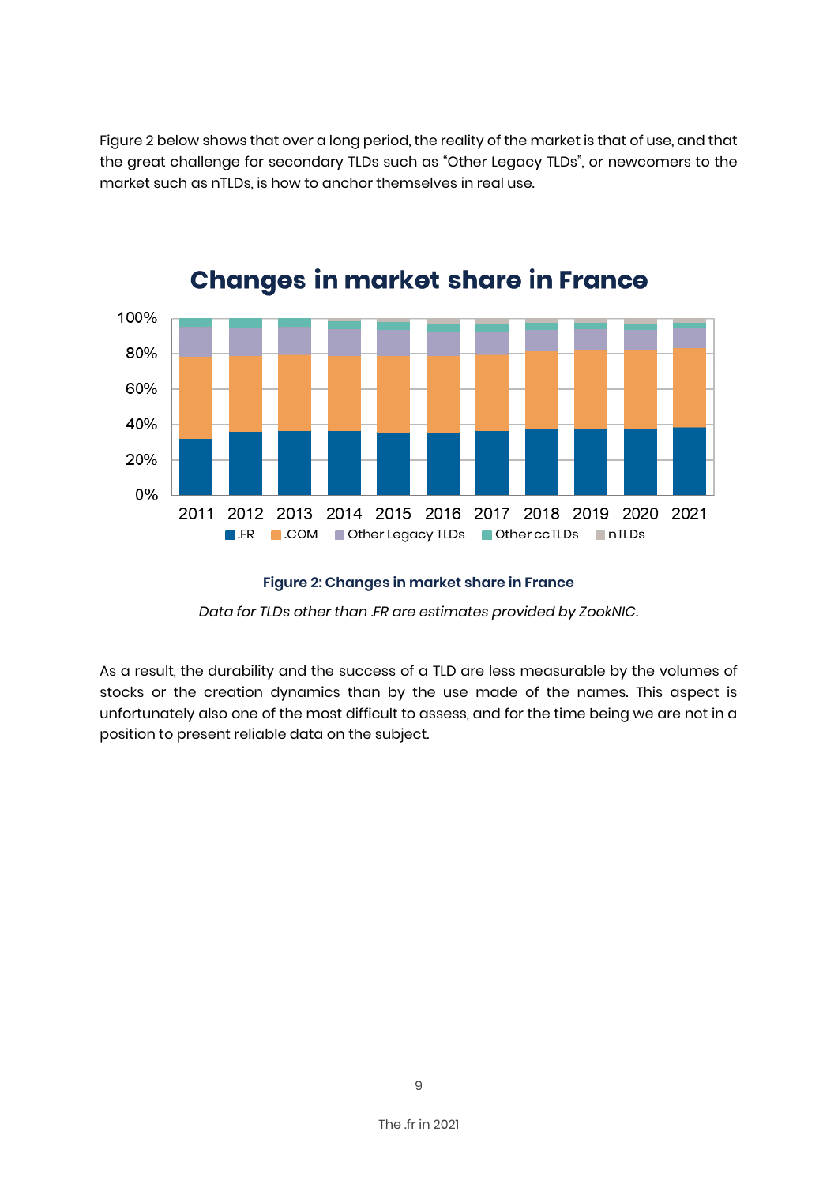Figure 2 below shows that over a long period, the reality of the market is that of use, and that the great challenge for secondary TLDs such as “Other Legacy TLDs”, or newcomers to the market such as nTLDs, is how to anchor themselves in real use.

**Figure 2: Changes in market share in France**

*Data for TLDs other than .FR are estimates provided by ZookNIC.*

As a result, the durability and the success of a TLD are less measurable by the volumes of stocks or the creation dynamics than by the use made of the names. This aspect is unfortunately also one of the most difficult to assess, and for the time being we are not in a position to present reliable data on the subject.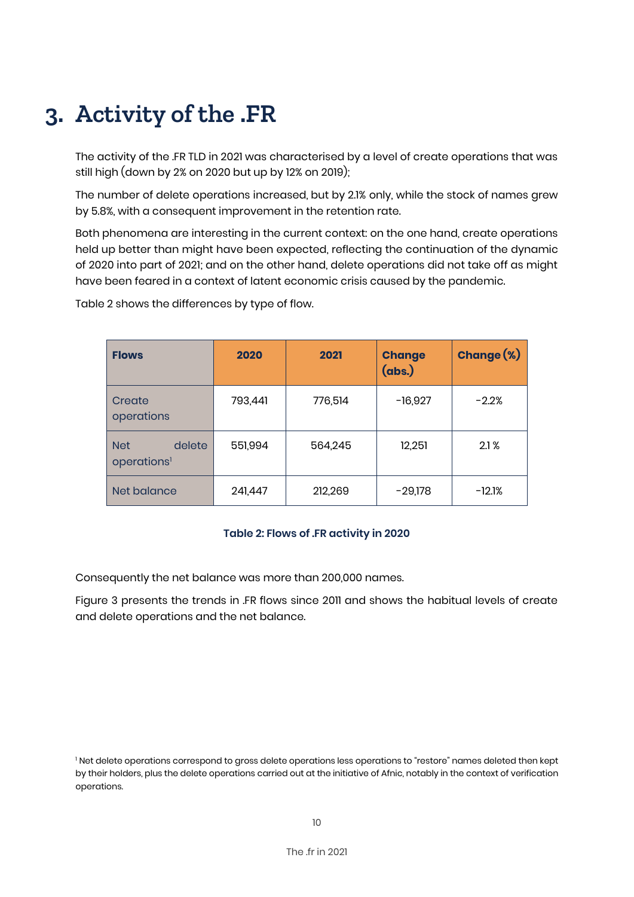# 3. Activity of the .FR

The activity of the .FR TLD in 2021 was characterised by a level of create operations that was still high (down by 2% on 2020 but up by 12% on 2019);

The number of delete operations increased, but by 2.1% only, while the stock of names grew by 5.8%, with a consequent improvement in the retention rate.

Both phenomena are interesting in the current context: on the one hand, create operations held up better than might have been expected, reflecting the continuation of the dynamic of 2020 into part of 2021; and on the other hand, delete operations did not take off as might have been feared in a context of latent economic crisis caused by the pandemic.

Table 2 shows the differences by type of flow.

| Flows | 2020 | 2021 | Change (abs.) | Change (%) |
|---|---|---|---|---|
| Create operations | 793,441 | 776,514 | -16,927 | -2.2% |
| Net delete operations[1] | 551,994 | 564,245 | 12,251 | 2.1 % |
| Net balance | 241,447 | 212,269 | -29,178 | -12.1% |

**Table 2: Flows of .FR activity in 2020**

Consequently the net balance was more than 200,000 names.

Figure 3 presents the trends in .FR flows since 2011 and shows the habitual levels of create and delete operations and the net balance.

[1] Net delete operations correspond to gross delete operations less operations to "restore" names deleted then kept by their holders, plus the delete operations carried out at the initiative of Afnic, notably in the context of verification operations.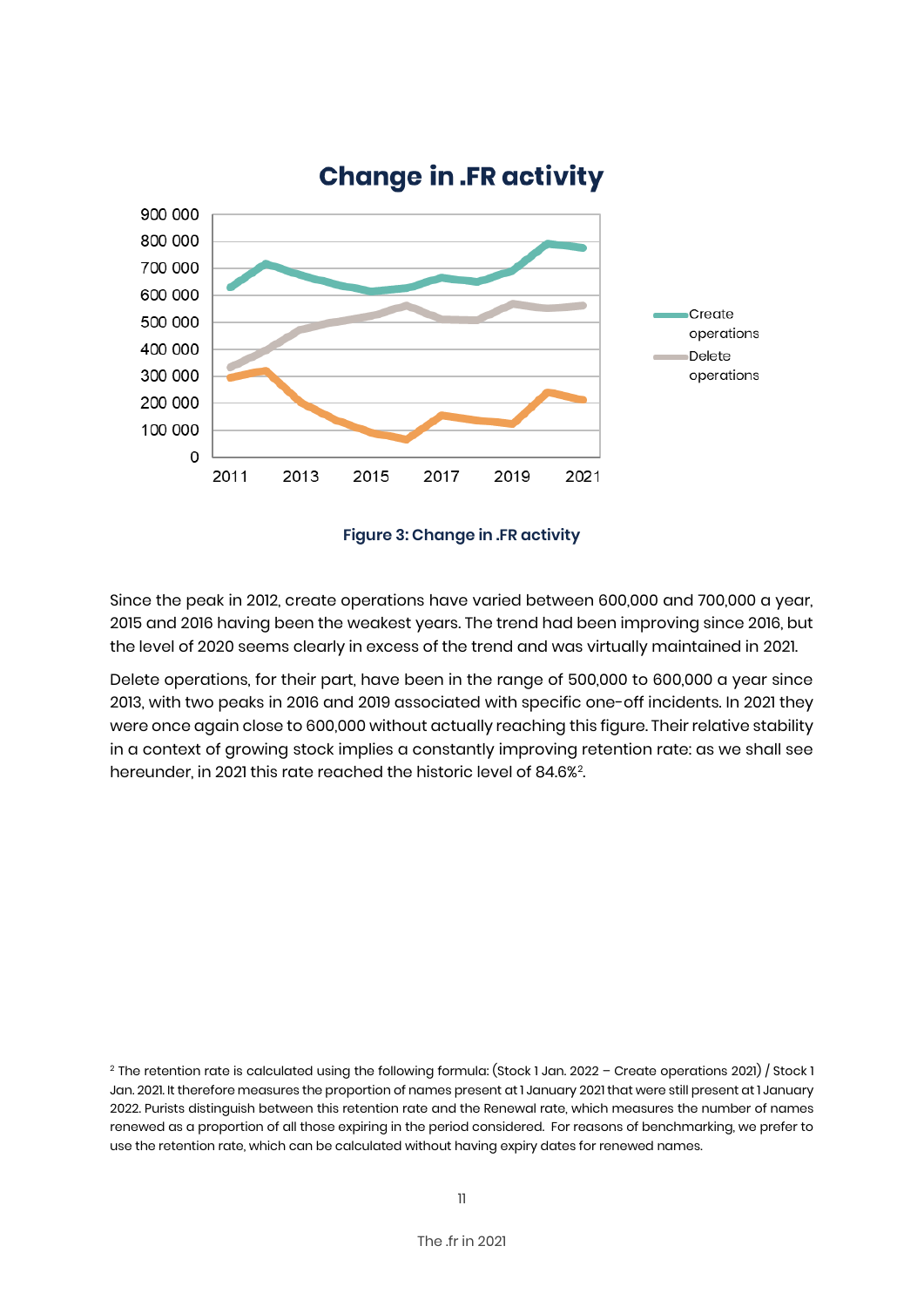Figure 3: Change in .FR activity

Since the peak in 2012, create operations have varied between 600,000 and 700,000 a year, 2015 and 2016 having been the weakest years. The trend had been improving since 2016, but the level of 2020 seems clearly in excess of the trend and was virtually maintained in 2021.

Delete operations, for their part, have been in the range of 500,000 to 600,000 a year since 2013, with two peaks in 2016 and 2019 associated with specific one-off incidents. In 2021 they were once again close to 600,000 without actually reaching this figure. Their relative stability in a context of growing stock implies a constantly improving retention rate: as we shall see hereunder, in 2021 this rate reached the historic level of 84.6%[2].

[2] The retention rate is calculated using the following formula: (Stock 1 Jan. 2022 – Create operations 2021) / Stock 1 Jan. 2021. It therefore measures the proportion of names present at 1 January 2021 that were still present at 1 January 2022. Purists distinguish between this retention rate and the Renewal rate, which measures the number of names renewed as a proportion of all those expiring in the period considered. For reasons of benchmarking, we prefer to use the retention rate, which can be calculated without having expiry dates for renewed names.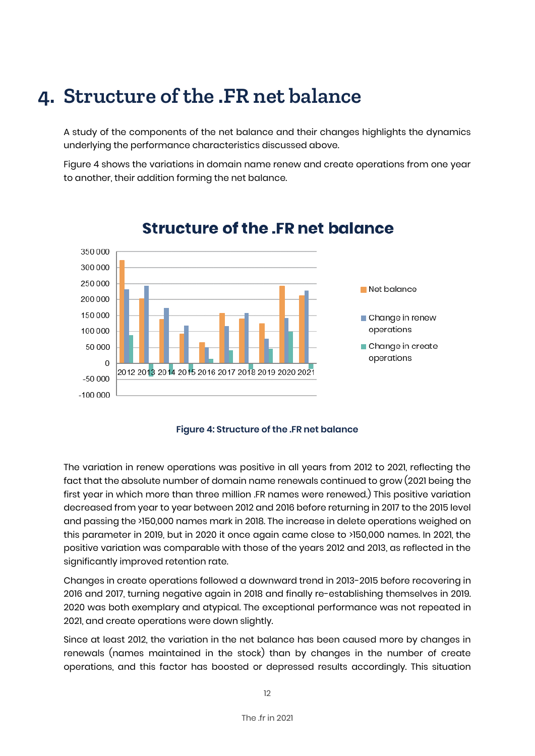# 4. Structure of the .FR net balance

A study of the components of the net balance and their changes highlights the dynamics underlying the performance characteristics discussed above.

Figure 4 shows the variations in domain name renew and create operations from one year to another, their addition forming the net balance.

**Figure 4: Structure of the .FR net balance**

The variation in renew operations was positive in all years from 2012 to 2021, reflecting the fact that the absolute number of domain name renewals continued to grow (2021 being the first year in which more than three million .FR names were renewed.) This positive variation decreased from year to year between 2012 and 2016 before returning in 2017 to the 2015 level and passing the >150,000 names mark in 2018. The increase in delete operations weighed on this parameter in 2019, but in 2020 it once again came close to >150,000 names. In 2021, the positive variation was comparable with those of the years 2012 and 2013, as reflected in the significantly improved retention rate.

Changes in create operations followed a downward trend in 2013-2015 before recovering in 2016 and 2017, turning negative again in 2018 and finally re-establishing themselves in 2019. 2020 was both exemplary and atypical. The exceptional performance was not repeated in 2021, and create operations were down slightly.

Since at least 2012, the variation in the net balance has been caused more by changes in renewals (names maintained in the stock) than by changes in the number of create operations, and this factor has boosted or depressed results accordingly. This situation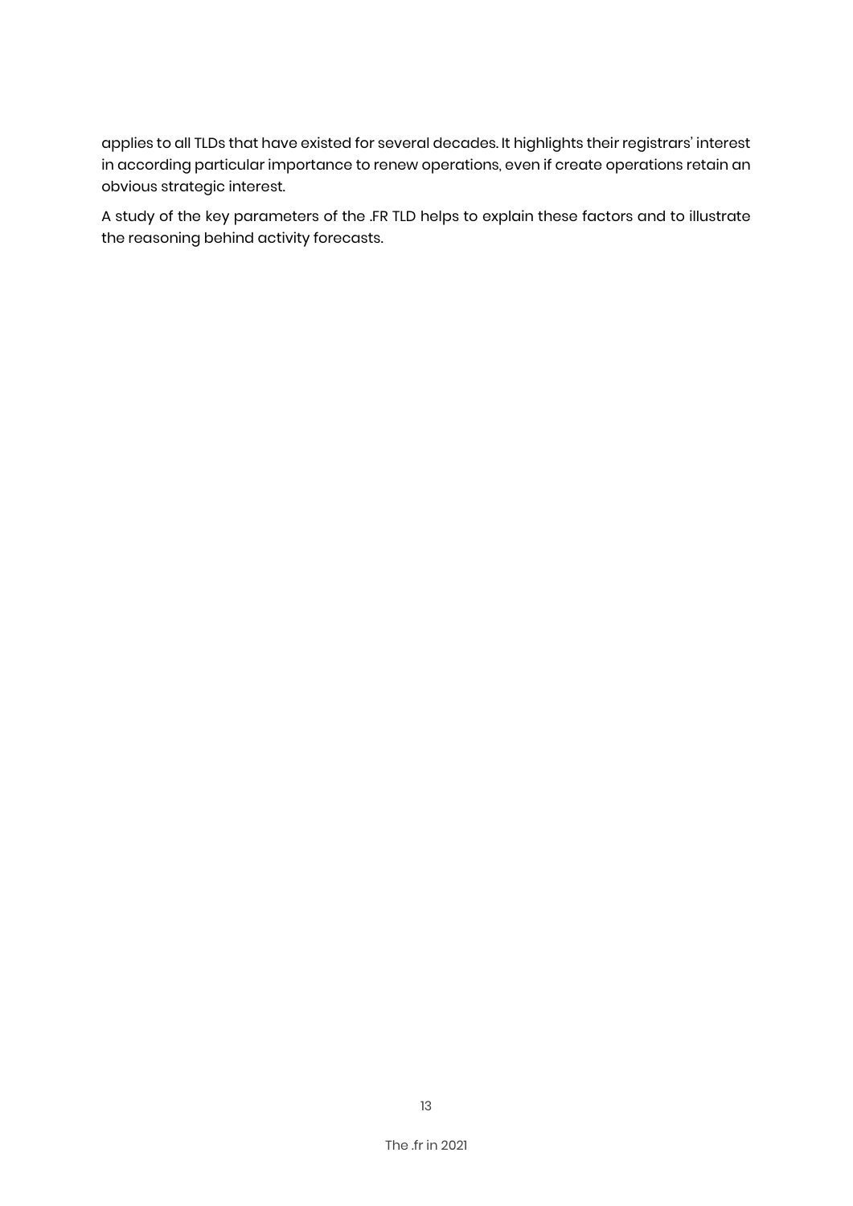applies to all TLDs that have existed for several decades. It highlights their registrars' interest in according particular importance to renew operations, even if create operations retain an obvious strategic interest.

A study of the key parameters of the .FR TLD helps to explain these factors and to illustrate the reasoning behind activity forecasts.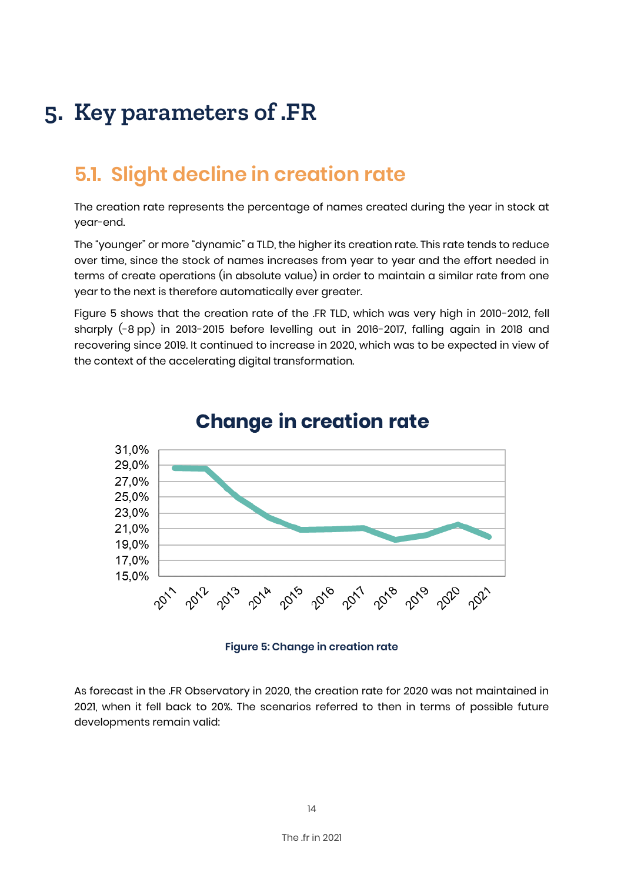# 5. Key parameters of .FR

## 5.1. Slight decline in creation rate

The creation rate represents the percentage of names created during the year in stock at year-end.

The "younger" or more "dynamic" a TLD, the higher its creation rate. This rate tends to reduce over time, since the stock of names increases from year to year and the effort needed in terms of create operations (in absolute value) in order to maintain a similar rate from one year to the next is therefore automatically ever greater.

Figure 5 shows that the creation rate of the .FR TLD, which was very high in 2010-2012, fell sharply (-8 pp) in 2013-2015 before levelling out in 2016-2017, falling again in 2018 and recovering since 2019. It continued to increase in 2020, which was to be expected in view of the context of the accelerating digital transformation.

**Figure 5: Change in creation rate**

As forecast in the .FR Observatory in 2020, the creation rate for 2020 was not maintained in 2021, when it fell back to 20%. The scenarios referred to then in terms of possible future developments remain valid: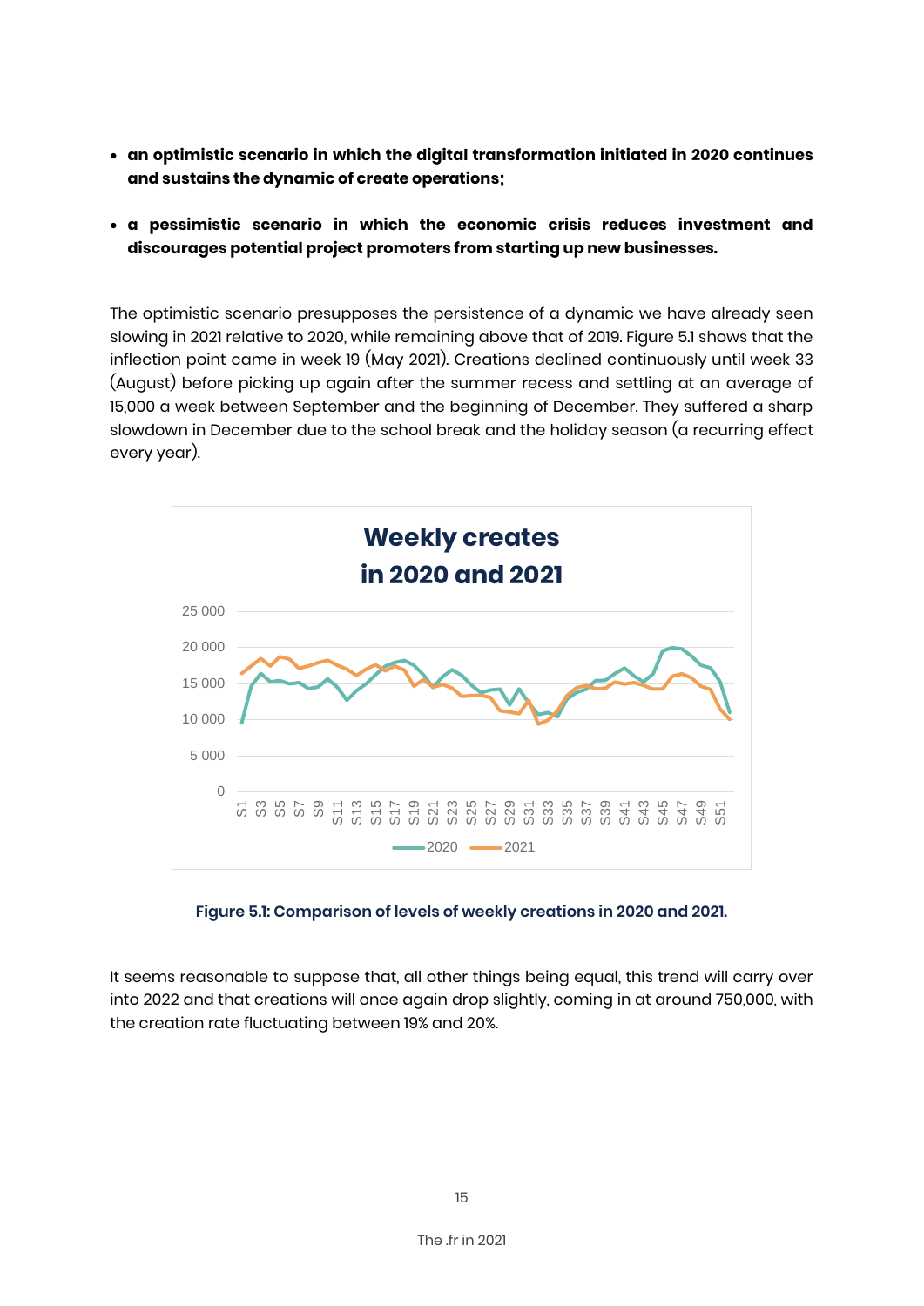- **an optimistic scenario in which the digital transformation initiated in 2020 continues and sustains the dynamic of create operations;**
- **a pessimistic scenario in which the economic crisis reduces investment and discourages potential project promoters from starting up new businesses.**

The optimistic scenario presupposes the persistence of a dynamic we have already seen slowing in 2021 relative to 2020, while remaining above that of 2019. Figure 5.1 shows that the inflection point came in week 19 (May 2021). Creations declined continuously until week 33 (August) before picking up again after the summer recess and settling at an average of 15,000 a week between September and the beginning of December. They suffered a sharp slowdown in December due to the school break and the holiday season (a recurring effect every year).

**Figure 5.1: Comparison of levels of weekly creations in 2020 and 2021.**

It seems reasonable to suppose that, all other things being equal, this trend will carry over into 2022 and that creations will once again drop slightly, coming in at around 750,000, with the creation rate fluctuating between 19% and 20%.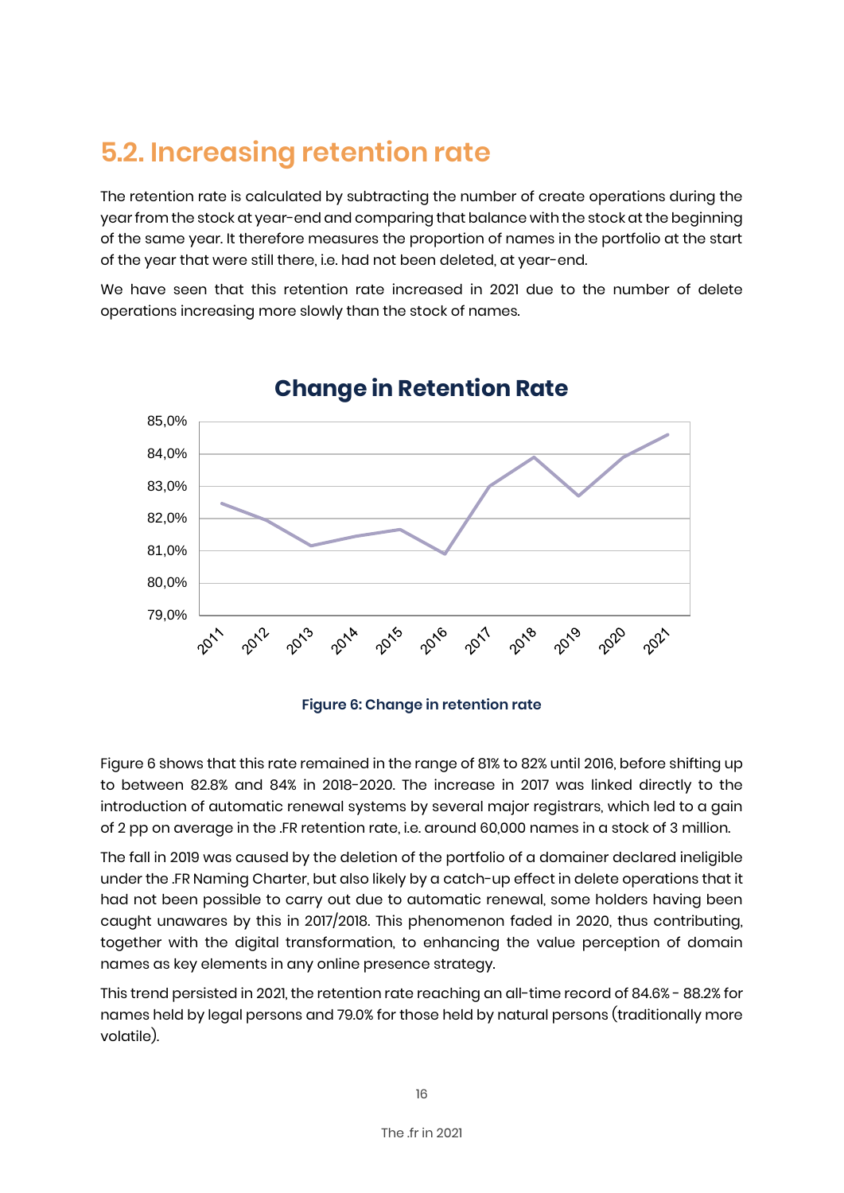## 5.2. Increasing retention rate

The retention rate is calculated by subtracting the number of create operations during the year from the stock at year-end and comparing that balance with the stock at the beginning of the same year. It therefore measures the proportion of names in the portfolio at the start of the year that were still there, i.e. had not been deleted, at year-end.

We have seen that this retention rate increased in 2021 due to the number of delete operations increasing more slowly than the stock of names.

**Figure 6: Change in retention rate**

Figure 6 shows that this rate remained in the range of 81% to 82% until 2016, before shifting up to between 82.8% and 84% in 2018-2020. The increase in 2017 was linked directly to the introduction of automatic renewal systems by several major registrars, which led to a gain of 2 pp on average in the .FR retention rate, i.e. around 60,000 names in a stock of 3 million.

The fall in 2019 was caused by the deletion of the portfolio of a domainer declared ineligible under the .FR Naming Charter, but also likely by a catch-up effect in delete operations that it had not been possible to carry out due to automatic renewal, some holders having been caught unawares by this in 2017/2018. This phenomenon faded in 2020, thus contributing, together with the digital transformation, to enhancing the value perception of domain names as key elements in any online presence strategy.

This trend persisted in 2021, the retention rate reaching an all-time record of 84.6% - 88.2% for names held by legal persons and 79.0% for those held by natural persons (traditionally more volatile).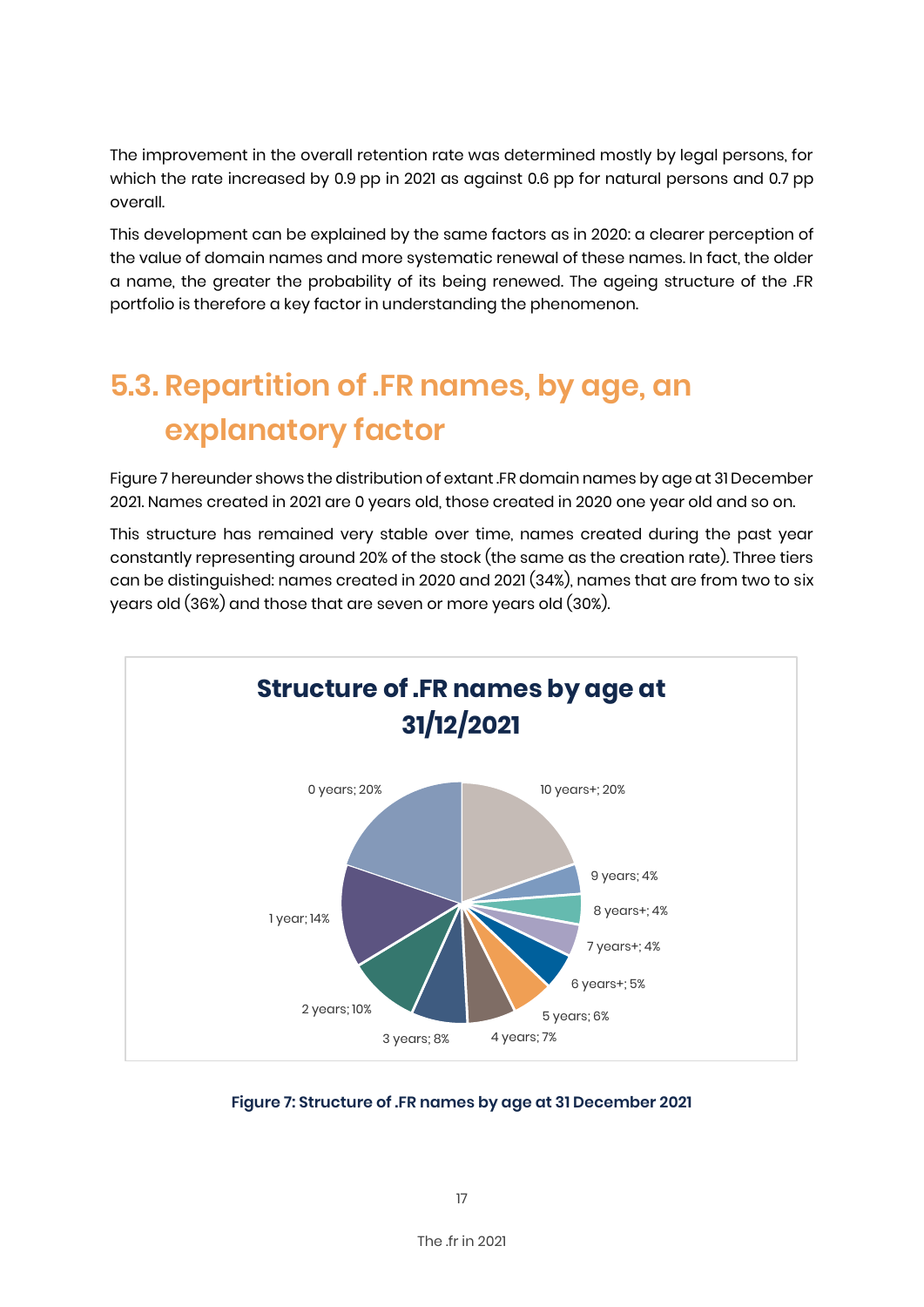The improvement in the overall retention rate was determined mostly by legal persons, for which the rate increased by 0.9 pp in 2021 as against 0.6 pp for natural persons and 0.7 pp overall.

This development can be explained by the same factors as in 2020: a clearer perception of the value of domain names and more systematic renewal of these names. In fact, the older a name, the greater the probability of its being renewed. The ageing structure of the .FR portfolio is therefore a key factor in understanding the phenomenon.

## 5.3. Repartition of .FR names, by age, an explanatory factor

Figure 7 hereunder shows the distribution of extant .FR domain names by age at 31 December 2021. Names created in 2021 are 0 years old, those created in 2020 one year old and so on.

This structure has remained very stable over time, names created during the past year constantly representing around 20% of the stock (the same as the creation rate). Three tiers can be distinguished: names created in 2020 and 2021 (34%), names that are from two to six years old (36%) and those that are seven or more years old (30%).

**Structure of .FR names by age at 31/12/2021**

| Age | Share |
|---|---|
| 0 years | 20% |
| 1 year | 14% |
| 2 years | 10% |
| 3 years | 8% |
| 4 years | 7% |
| 5 years | 6% |
| 6 years+ | 5% |
| 7 years+ | 4% |
| 8 years+ | 4% |
| 9 years | 4% |
| 10 years+ | 20% |

**Figure 7: Structure of .FR names by age at 31 December 2021**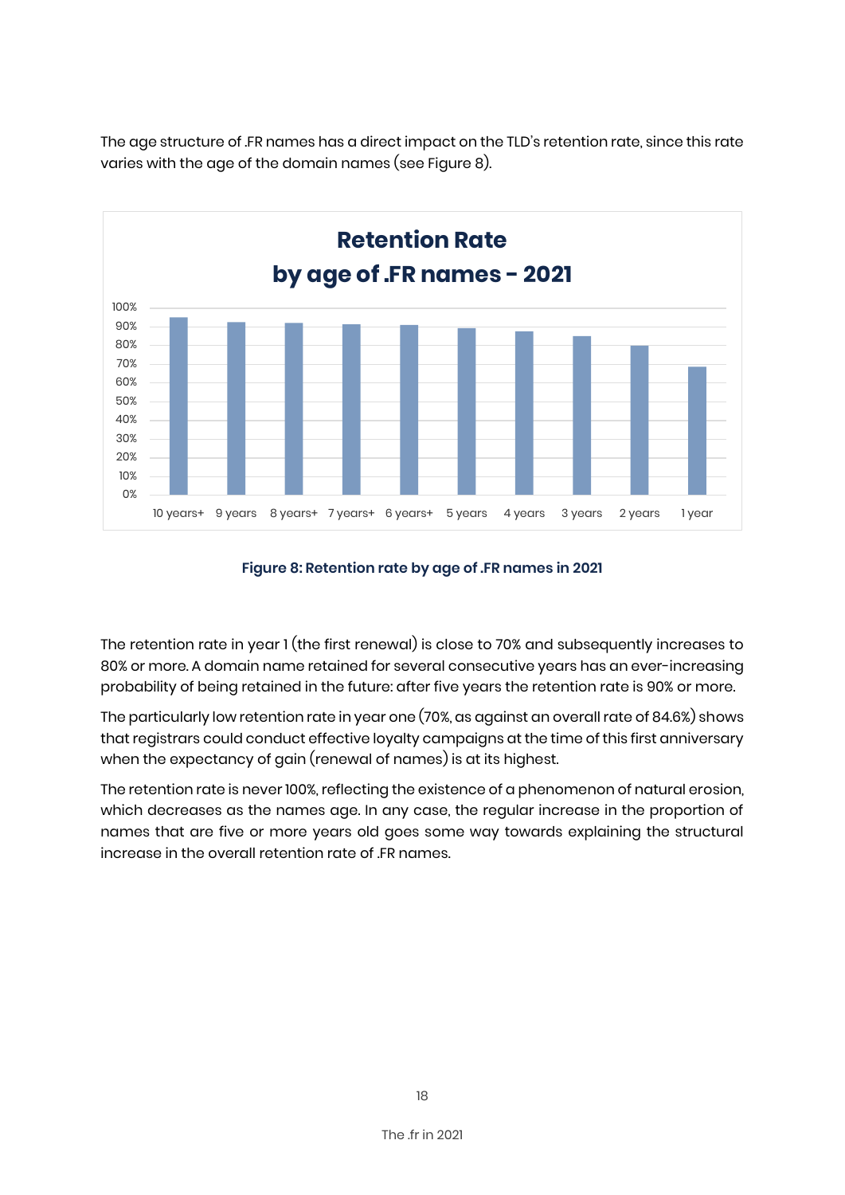The age structure of .FR names has a direct impact on the TLD's retention rate, since this rate varies with the age of the domain names (see Figure 8).

**Figure 8: Retention rate by age of .FR names in 2021**

The retention rate in year 1 (the first renewal) is close to 70% and subsequently increases to 80% or more. A domain name retained for several consecutive years has an ever-increasing probability of being retained in the future: after five years the retention rate is 90% or more.

The particularly low retention rate in year one (70%, as against an overall rate of 84.6%) shows that registrars could conduct effective loyalty campaigns at the time of this first anniversary when the expectancy of gain (renewal of names) is at its highest.

The retention rate is never 100%, reflecting the existence of a phenomenon of natural erosion, which decreases as the names age. In any case, the regular increase in the proportion of names that are five or more years old goes some way towards explaining the structural increase in the overall retention rate of .FR names.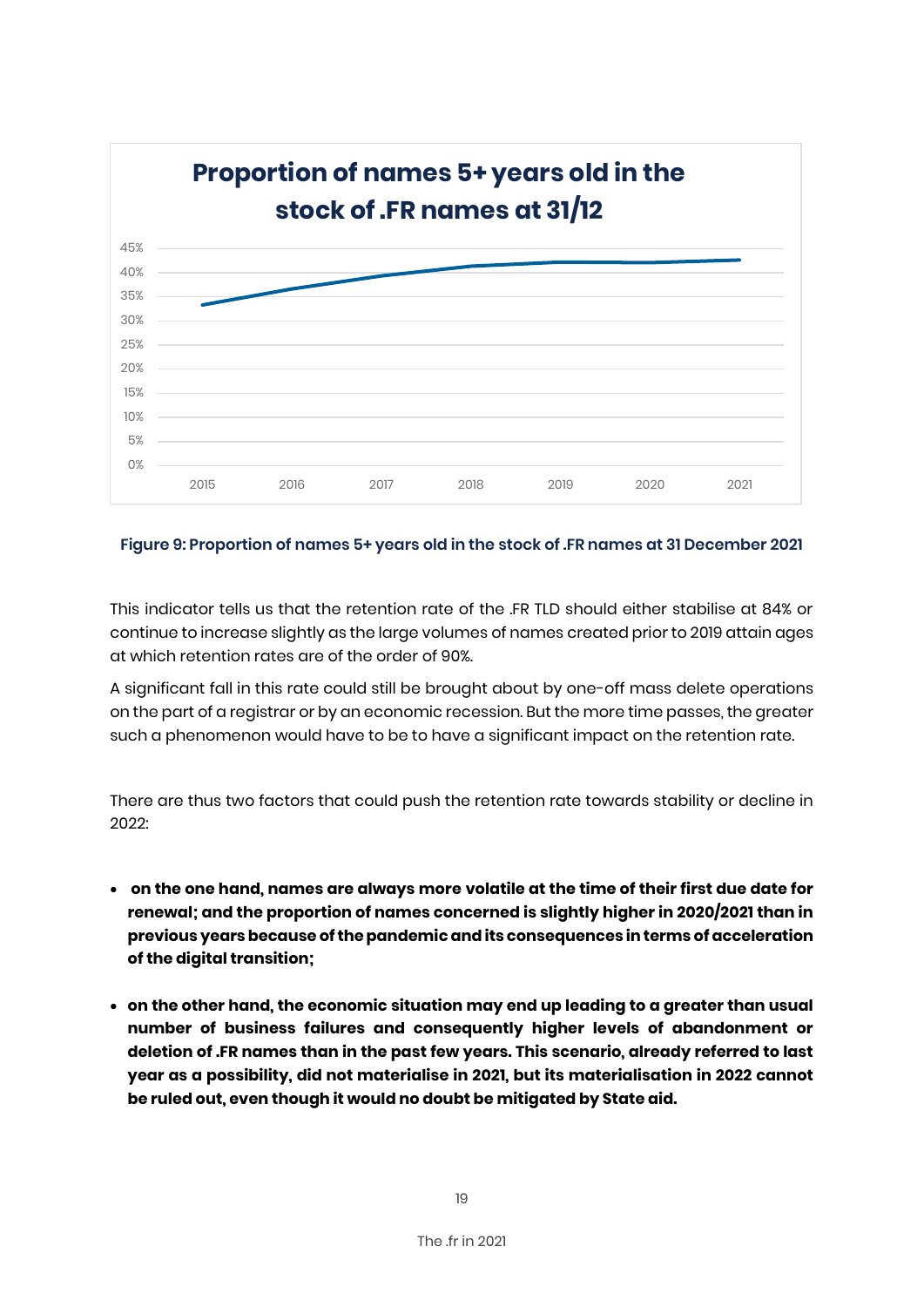**Proportion of names 5+ years old in the stock of .FR names at 31/12**

Figure 9: Proportion of names 5+ years old in the stock of .FR names at 31 December 2021

This indicator tells us that the retention rate of the .FR TLD should either stabilise at 84% or continue to increase slightly as the large volumes of names created prior to 2019 attain ages at which retention rates are of the order of 90%.

A significant fall in this rate could still be brought about by one-off mass delete operations on the part of a registrar or by an economic recession. But the more time passes, the greater such a phenomenon would have to be to have a significant impact on the retention rate.

There are thus two factors that could push the retention rate towards stability or decline in 2022:

- **on the one hand, names are always more volatile at the time of their first due date for renewal; and the proportion of names concerned is slightly higher in 2020/2021 than in previous years because of the pandemic and its consequences in terms of acceleration of the digital transition;**
- **on the other hand, the economic situation may end up leading to a greater than usual number of business failures and consequently higher levels of abandonment or deletion of .FR names than in the past few years. This scenario, already referred to last year as a possibility, did not materialise in 2021, but its materialisation in 2022 cannot be ruled out, even though it would no doubt be mitigated by State aid.**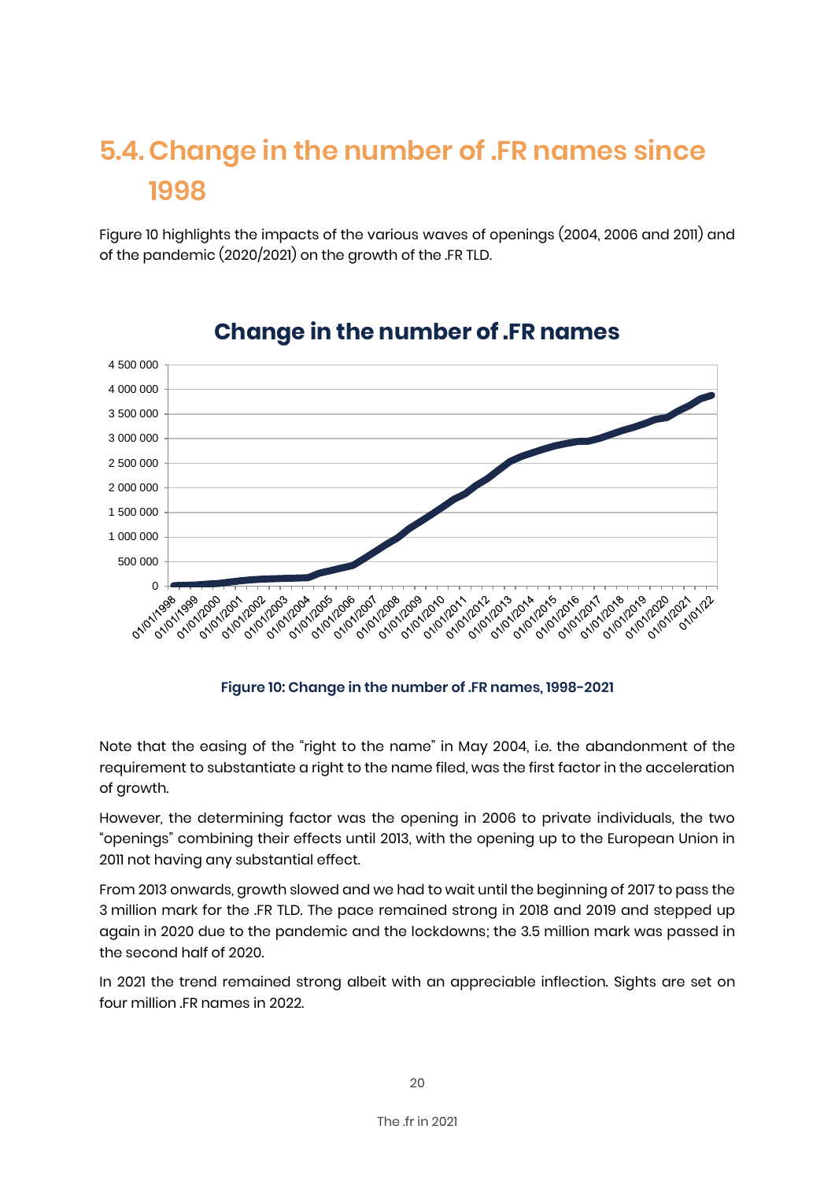## 5.4. Change in the number of .FR names since 1998

Figure 10 highlights the impacts of the various waves of openings (2004, 2006 and 2011) and of the pandemic (2020/2021) on the growth of the .FR TLD.

**Change in the number of .FR names**

Figure 10: Change in the number of .FR names, 1998-2021

Note that the easing of the "right to the name" in May 2004, i.e. the abandonment of the requirement to substantiate a right to the name filed, was the first factor in the acceleration of growth.

However, the determining factor was the opening in 2006 to private individuals, the two "openings" combining their effects until 2013, with the opening up to the European Union in 2011 not having any substantial effect.

From 2013 onwards, growth slowed and we had to wait until the beginning of 2017 to pass the 3 million mark for the .FR TLD. The pace remained strong in 2018 and 2019 and stepped up again in 2020 due to the pandemic and the lockdowns; the 3.5 million mark was passed in the second half of 2020.

In 2021 the trend remained strong albeit with an appreciable inflection. Sights are set on four million .FR names in 2022.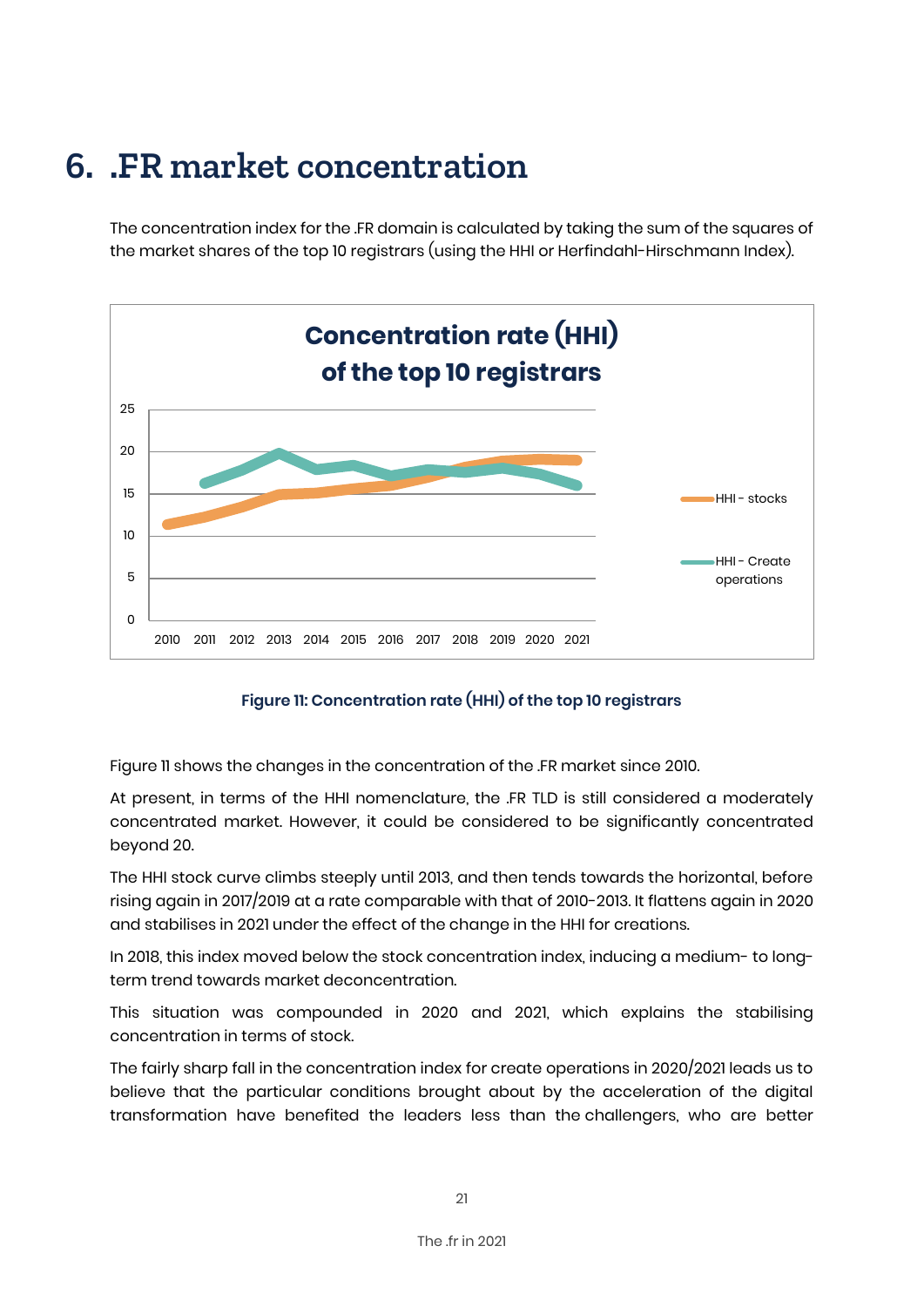# 6. .FR market concentration

The concentration index for the .FR domain is calculated by taking the sum of the squares of the market shares of the top 10 registrars (using the HHI or Herfindahl-Hirschmann Index).

Figure 11: Concentration rate (HHI) of the top 10 registrars

Figure 11 shows the changes in the concentration of the .FR market since 2010.

At present, in terms of the HHI nomenclature, the .FR TLD is still considered a moderately concentrated market. However, it could be considered to be significantly concentrated beyond 20.

The HHI stock curve climbs steeply until 2013, and then tends towards the horizontal, before rising again in 2017/2019 at a rate comparable with that of 2010-2013. It flattens again in 2020 and stabilises in 2021 under the effect of the change in the HHI for creations.

In 2018, this index moved below the stock concentration index, inducing a medium- to long-term trend towards market deconcentration.

This situation was compounded in 2020 and 2021, which explains the stabilising concentration in terms of stock.

The fairly sharp fall in the concentration index for create operations in 2020/2021 leads us to believe that the particular conditions brought about by the acceleration of the digital transformation have benefited the leaders less than the challengers, who are better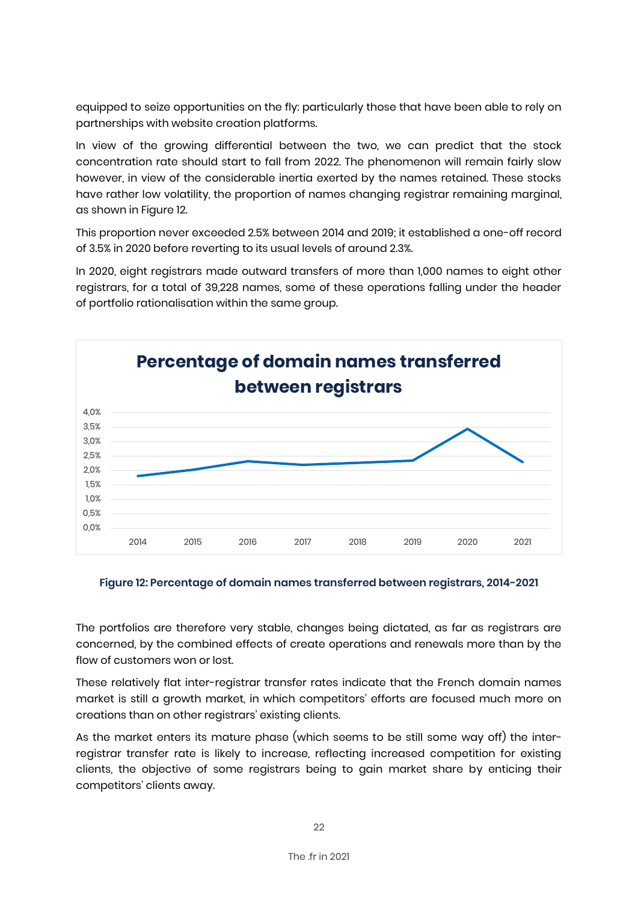equipped to seize opportunities on the fly: particularly those that have been able to rely on partnerships with website creation platforms.

In view of the growing differential between the two, we can predict that the stock concentration rate should start to fall from 2022. The phenomenon will remain fairly slow however, in view of the considerable inertia exerted by the names retained. These stocks have rather low volatility, the proportion of names changing registrar remaining marginal, as shown in Figure 12.

This proportion never exceeded 2.5% between 2014 and 2019; it established a one-off record of 3.5% in 2020 before reverting to its usual levels of around 2.3%.

In 2020, eight registrars made outward transfers of more than 1,000 names to eight other registrars, for a total of 39,228 names, some of these operations falling under the header of portfolio rationalisation within the same group.

**Percentage of domain names transferred between registrars**

**Figure 12: Percentage of domain names transferred between registrars, 2014-2021**

The portfolios are therefore very stable, changes being dictated, as far as registrars are concerned, by the combined effects of create operations and renewals more than by the flow of customers won or lost.

These relatively flat inter-registrar transfer rates indicate that the French domain names market is still a growth market, in which competitors' efforts are focused much more on creations than on other registrars' existing clients.

As the market enters its mature phase (which seems to be still some way off) the inter-registrar transfer rate is likely to increase, reflecting increased competition for existing clients, the objective of some registrars being to gain market share by enticing their competitors' clients away.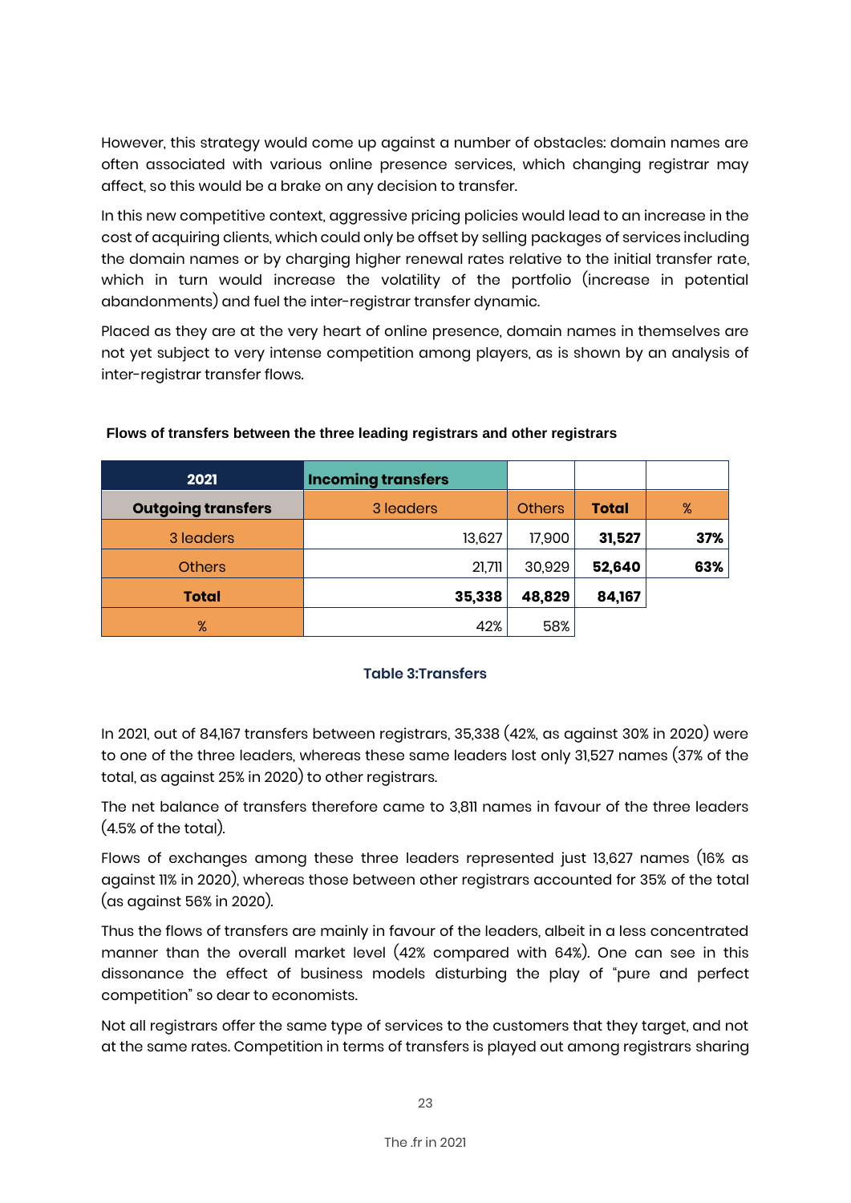However, this strategy would come up against a number of obstacles: domain names are often associated with various online presence services, which changing registrar may affect, so this would be a brake on any decision to transfer.

In this new competitive context, aggressive pricing policies would lead to an increase in the cost of acquiring clients, which could only be offset by selling packages of services including the domain names or by charging higher renewal rates relative to the initial transfer rate, which in turn would increase the volatility of the portfolio (increase in potential abandonments) and fuel the inter-registrar transfer dynamic.

Placed as they are at the very heart of online presence, domain names in themselves are not yet subject to very intense competition among players, as is shown by an analysis of inter-registrar transfer flows.

**Flows of transfers between the three leading registrars and other registrars**

| 2021 | Incoming transfers | | | |
|---|---|---|---|---|
| **Outgoing transfers** | 3 leaders | Others | **Total** | % |
| 3 leaders | 13,627 | 17,900 | **31,527** | **37%** |
| Others | 21,711 | 30,929 | **52,640** | **63%** |
| **Total** | **35,338** | **48,829** | **84,167** | |
| % | 42% | 58% | | |

**Table 3:Transfers**

In 2021, out of 84,167 transfers between registrars, 35,338 (42%, as against 30% in 2020) were to one of the three leaders, whereas these same leaders lost only 31,527 names (37% of the total, as against 25% in 2020) to other registrars.

The net balance of transfers therefore came to 3,811 names in favour of the three leaders (4.5% of the total).

Flows of exchanges among these three leaders represented just 13,627 names (16% as against 11% in 2020), whereas those between other registrars accounted for 35% of the total (as against 56% in 2020).

Thus the flows of transfers are mainly in favour of the leaders, albeit in a less concentrated manner than the overall market level (42% compared with 64%). One can see in this dissonance the effect of business models disturbing the play of "pure and perfect competition" so dear to economists.

Not all registrars offer the same type of services to the customers that they target, and not at the same rates. Competition in terms of transfers is played out among registrars sharing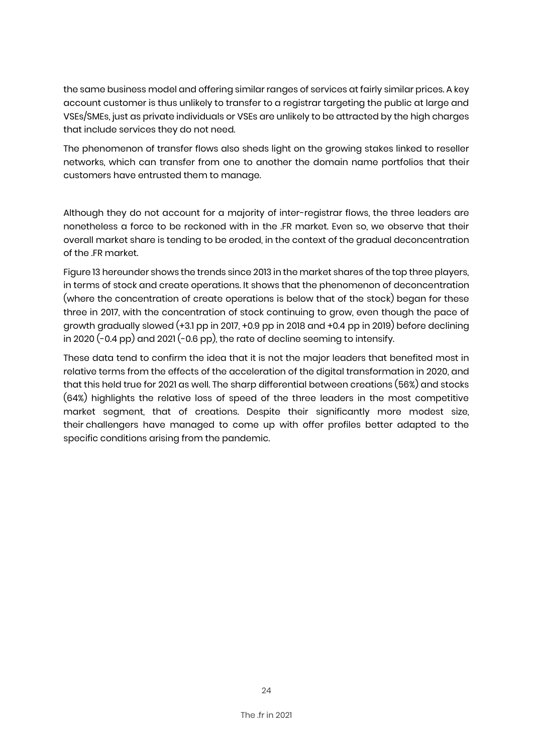the same business model and offering similar ranges of services at fairly similar prices. A key account customer is thus unlikely to transfer to a registrar targeting the public at large and VSEs/SMEs, just as private individuals or VSEs are unlikely to be attracted by the high charges that include services they do not need.

The phenomenon of transfer flows also sheds light on the growing stakes linked to reseller networks, which can transfer from one to another the domain name portfolios that their customers have entrusted them to manage.

Although they do not account for a majority of inter-registrar flows, the three leaders are nonetheless a force to be reckoned with in the .FR market. Even so, we observe that their overall market share is tending to be eroded, in the context of the gradual deconcentration of the .FR market.

Figure 13 hereunder shows the trends since 2013 in the market shares of the top three players, in terms of stock and create operations. It shows that the phenomenon of deconcentration (where the concentration of create operations is below that of the stock) began for these three in 2017, with the concentration of stock continuing to grow, even though the pace of growth gradually slowed (+3.1 pp in 2017, +0.9 pp in 2018 and +0.4 pp in 2019) before declining in 2020 (-0.4 pp) and 2021 (-0.6 pp), the rate of decline seeming to intensify.

These data tend to confirm the idea that it is not the major leaders that benefited most in relative terms from the effects of the acceleration of the digital transformation in 2020, and that this held true for 2021 as well. The sharp differential between creations (56%) and stocks (64%) highlights the relative loss of speed of the three leaders in the most competitive market segment, that of creations. Despite their significantly more modest size, their challengers have managed to come up with offer profiles better adapted to the specific conditions arising from the pandemic.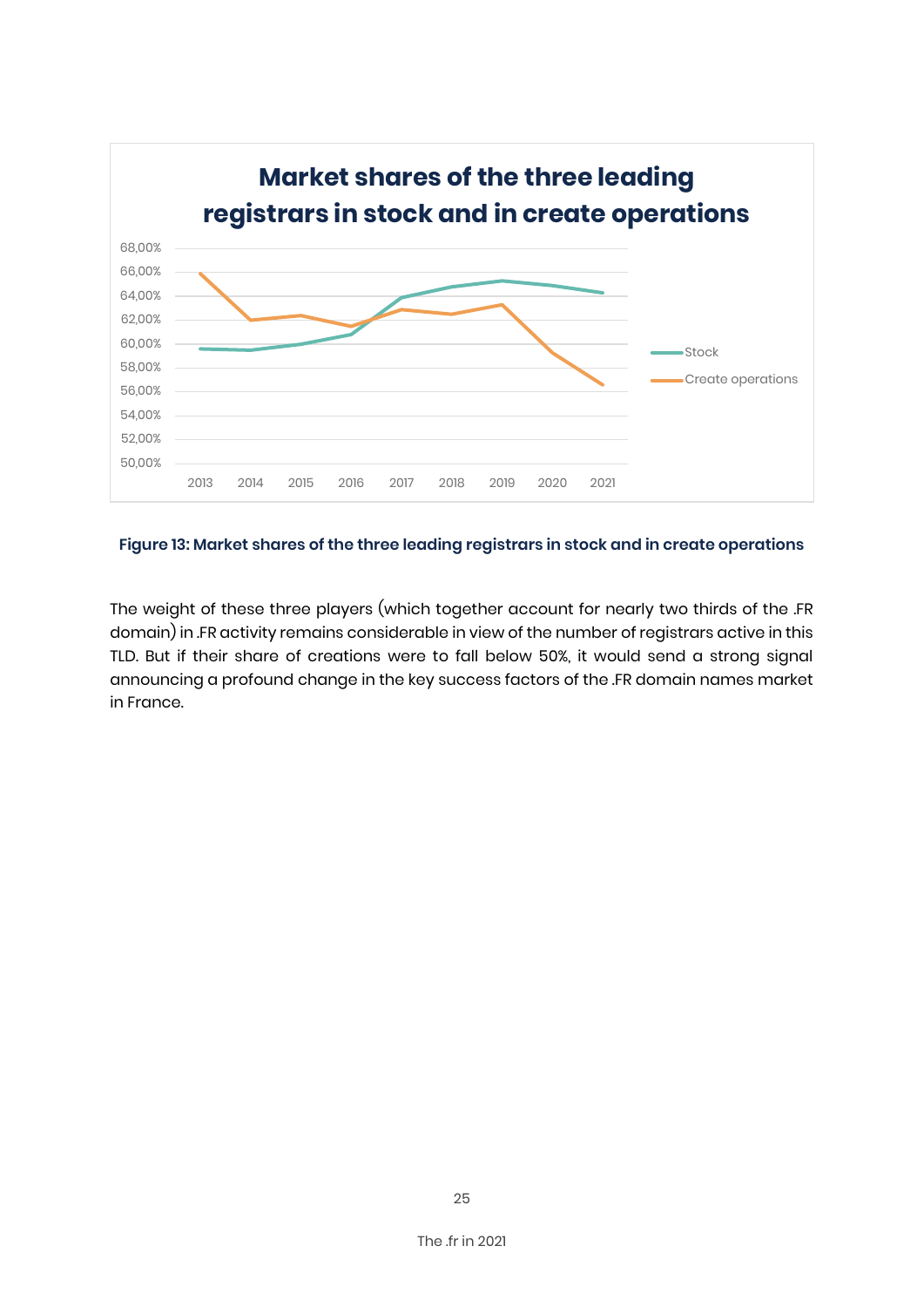Figure 13: Market shares of the three leading registrars in stock and in create operations

The weight of these three players (which together account for nearly two thirds of the .FR domain) in .FR activity remains considerable in view of the number of registrars active in this TLD. But if their share of creations were to fall below 50%, it would send a strong signal announcing a profound change in the key success factors of the .FR domain names market in France.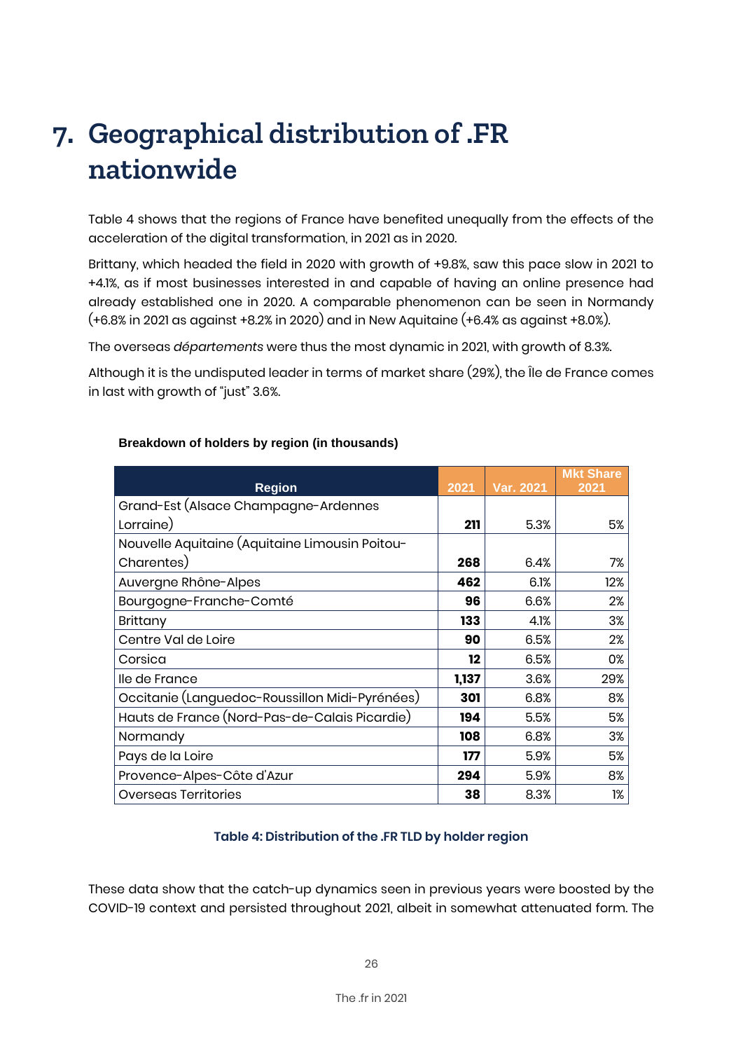# 7. Geographical distribution of .FR nationwide

Table 4 shows that the regions of France have benefited unequally from the effects of the acceleration of the digital transformation, in 2021 as in 2020.

Brittany, which headed the field in 2020 with growth of +9.8%, saw this pace slow in 2021 to +4.1%, as if most businesses interested in and capable of having an online presence had already established one in 2020. A comparable phenomenon can be seen in Normandy (+6.8% in 2021 as against +8.2% in 2020) and in New Aquitaine (+6.4% as against +8.0%).

The overseas *départements* were thus the most dynamic in 2021, with growth of 8.3%.

Although it is the undisputed leader in terms of market share (29%), the Île de France comes in last with growth of "just" 3.6%.

**Breakdown of holders by region (in thousands)**

| Region | 2021 | Var. 2021 | Mkt Share 2021 |
|---|---|---|---|
| Grand-Est (Alsace Champagne-Ardennes Lorraine) | **211** | 5.3% | 5% |
| Nouvelle Aquitaine (Aquitaine Limousin Poitou-Charentes) | **268** | 6.4% | 7% |
| Auvergne Rhône-Alpes | **462** | 6.1% | 12% |
| Bourgogne-Franche-Comté | **96** | 6.6% | 2% |
| Brittany | **133** | 4.1% | 3% |
| Centre Val de Loire | **90** | 6.5% | 2% |
| Corsica | **12** | 6.5% | 0% |
| Ile de France | **1,137** | 3.6% | 29% |
| Occitanie (Languedoc-Roussillon Midi-Pyrénées) | **301** | 6.8% | 8% |
| Hauts de France (Nord-Pas-de-Calais Picardie) | **194** | 5.5% | 5% |
| Normandy | **108** | 6.8% | 3% |
| Pays de la Loire | **177** | 5.9% | 5% |
| Provence-Alpes-Côte d'Azur | **294** | 5.9% | 8% |
| Overseas Territories | **38** | 8.3% | 1% |

**Table 4: Distribution of the .FR TLD by holder region**

These data show that the catch-up dynamics seen in previous years were boosted by the COVID-19 context and persisted throughout 2021, albeit in somewhat attenuated form. The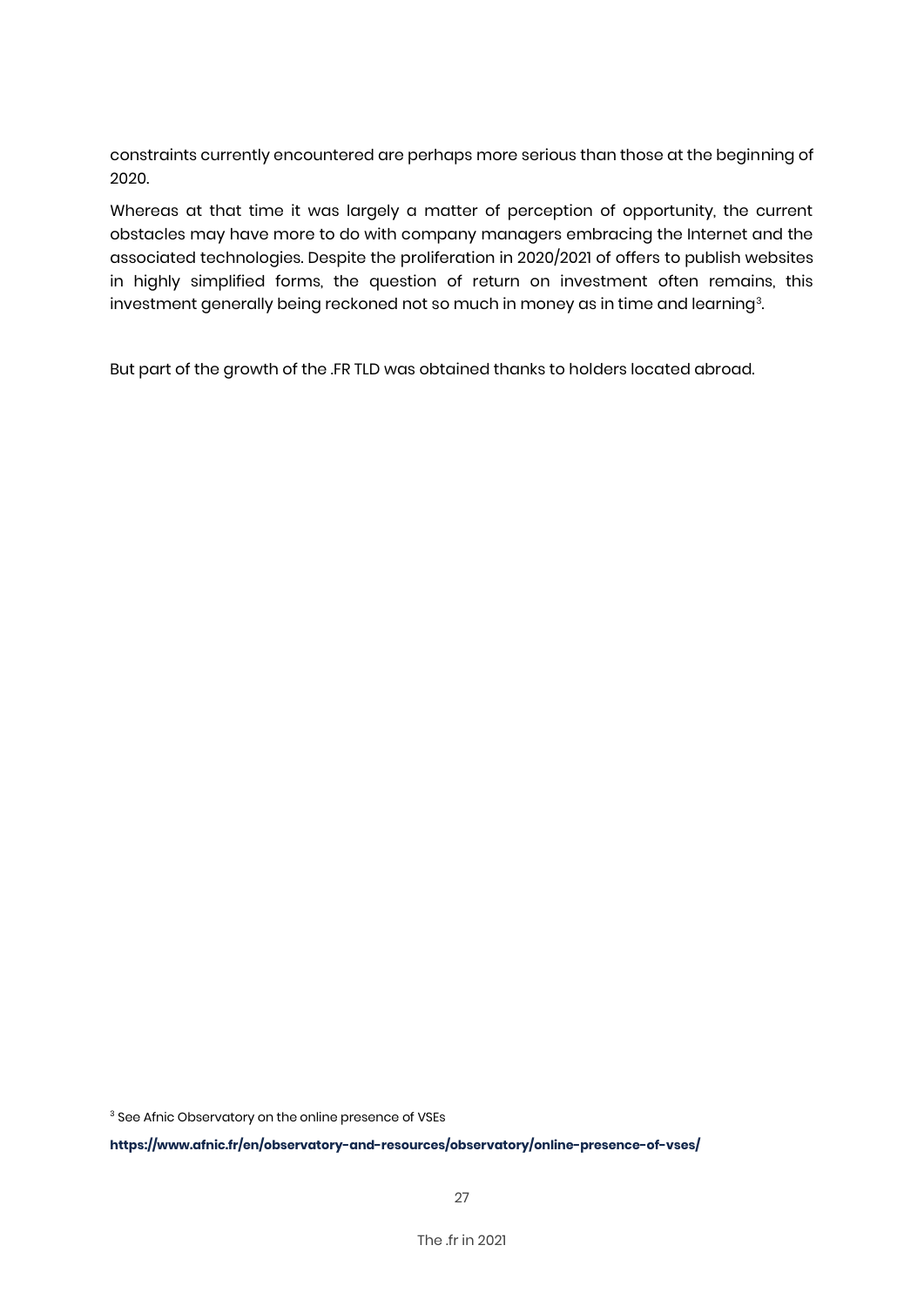constraints currently encountered are perhaps more serious than those at the beginning of 2020.

Whereas at that time it was largely a matter of perception of opportunity, the current obstacles may have more to do with company managers embracing the Internet and the associated technologies. Despite the proliferation in 2020/2021 of offers to publish websites in highly simplified forms, the question of return on investment often remains, this investment generally being reckoned not so much in money as in time and learning[3].

But part of the growth of the .FR TLD was obtained thanks to holders located abroad.

[3] See Afnic Observatory on the online presence of VSEs

**https://www.afnic.fr/en/observatory-and-resources/observatory/online-presence-of-vses/**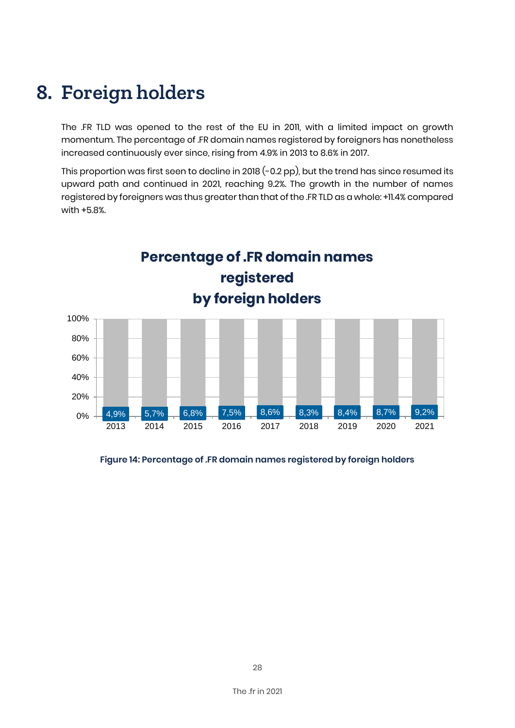# 8. Foreign holders

The .FR TLD was opened to the rest of the EU in 2011, with a limited impact on growth momentum. The percentage of .FR domain names registered by foreigners has nonetheless increased continuously ever since, rising from 4.9% in 2013 to 8.6% in 2017.

This proportion was first seen to decline in 2018 (-0.2 pp), but the trend has since resumed its upward path and continued in 2021, reaching 9.2%. The growth in the number of names registered by foreigners was thus greater than that of the .FR TLD as a whole: +11.4% compared with +5.8%.

**Percentage of .FR domain names registered by foreign holders**

| Year | 2013 | 2014 | 2015 | 2016 | 2017 | 2018 | 2019 | 2020 | 2021 |
|---|---|---|---|---|---|---|---|---|---|
| Foreign holders | 4,9% | 5,7% | 6,8% | 7,5% | 8,6% | 8,3% | 8,4% | 8,7% | 9,2% |

**Figure 14: Percentage of .FR domain names registered by foreign holders**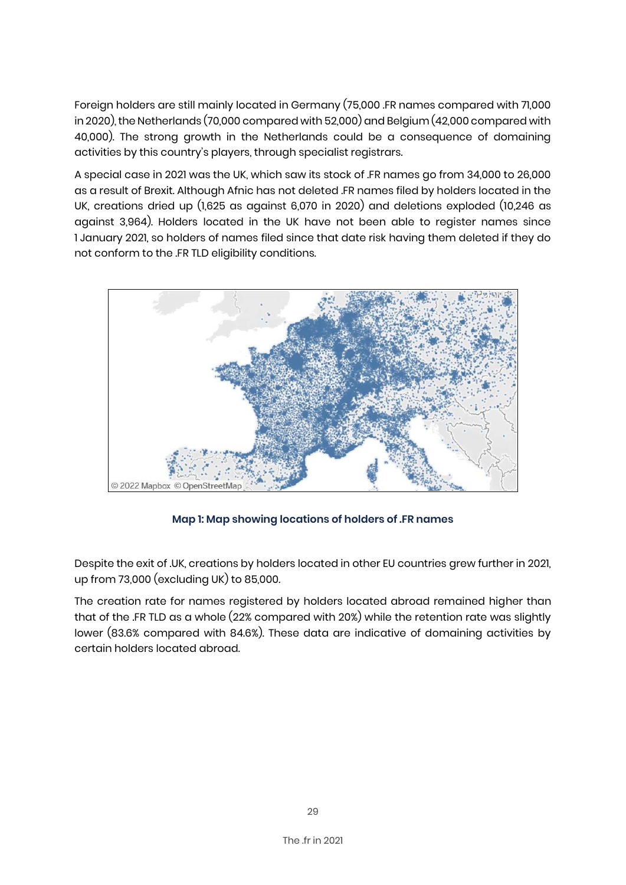Foreign holders are still mainly located in Germany (75,000 .FR names compared with 71,000 in 2020), the Netherlands (70,000 compared with 52,000) and Belgium (42,000 compared with 40,000). The strong growth in the Netherlands could be a consequence of domaining activities by this country's players, through specialist registrars.

A special case in 2021 was the UK, which saw its stock of .FR names go from 34,000 to 26,000 as a result of Brexit. Although Afnic has not deleted .FR names filed by holders located in the UK, creations dried up (1,625 as against 6,070 in 2020) and deletions exploded (10,246 as against 3,964). Holders located in the UK have not been able to register names since 1 January 2021, so holders of names filed since that date risk having them deleted if they do not conform to the .FR TLD eligibility conditions.

**Map 1: Map showing locations of holders of .FR names**

Despite the exit of .UK, creations by holders located in other EU countries grew further in 2021, up from 73,000 (excluding UK) to 85,000.

The creation rate for names registered by holders located abroad remained higher than that of the .FR TLD as a whole (22% compared with 20%) while the retention rate was slightly lower (83.6% compared with 84.6%). These data are indicative of domaining activities by certain holders located abroad.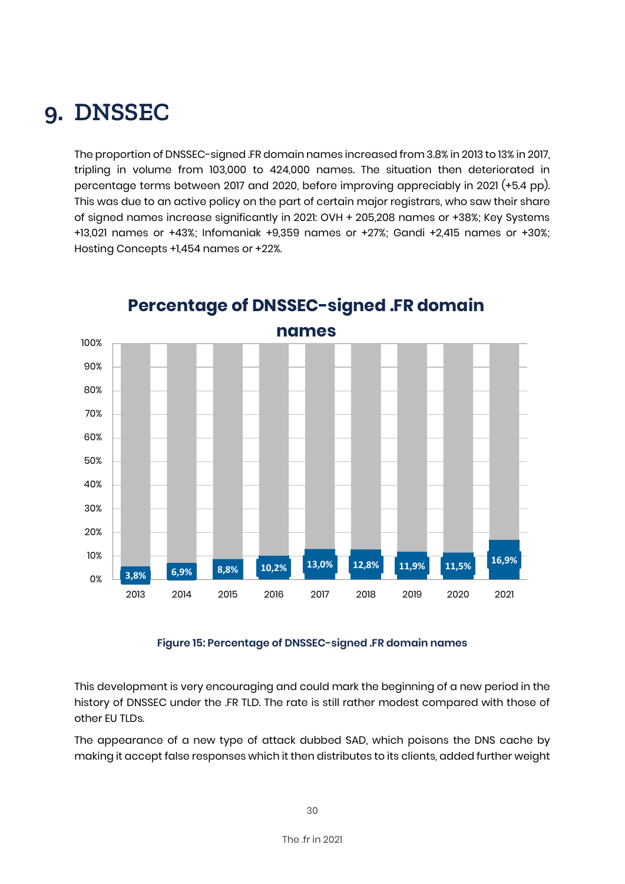# 9. DNSSEC

The proportion of DNSSEC-signed .FR domain names increased from 3.8% in 2013 to 13% in 2017, tripling in volume from 103,000 to 424,000 names. The situation then deteriorated in percentage terms between 2017 and 2020, before improving appreciably in 2021 (+5.4 pp). This was due to an active policy on the part of certain major registrars, who saw their share of signed names increase significantly in 2021: OVH + 205,208 names or +38%; Key Systems +13,021 names or +43%; Infomaniak +9,359 names or +27%; Gandi +2,415 names or +30%; Hosting Concepts +1,454 names or +22%.

**Percentage of DNSSEC-signed .FR domain names**

| Year | Percentage |
|---|---|
| 2013 | 3,8% |
| 2014 | 6,9% |
| 2015 | 8,8% |
| 2016 | 10,2% |
| 2017 | 13,0% |
| 2018 | 12,8% |
| 2019 | 11,9% |
| 2020 | 11,5% |
| 2021 | 16,9% |

**Figure 15: Percentage of DNSSEC-signed .FR domain names**

This development is very encouraging and could mark the beginning of a new period in the history of DNSSEC under the .FR TLD. The rate is still rather modest compared with those of other EU TLDs.

The appearance of a new type of attack dubbed SAD, which poisons the DNS cache by making it accept false responses which it then distributes to its clients, added further weight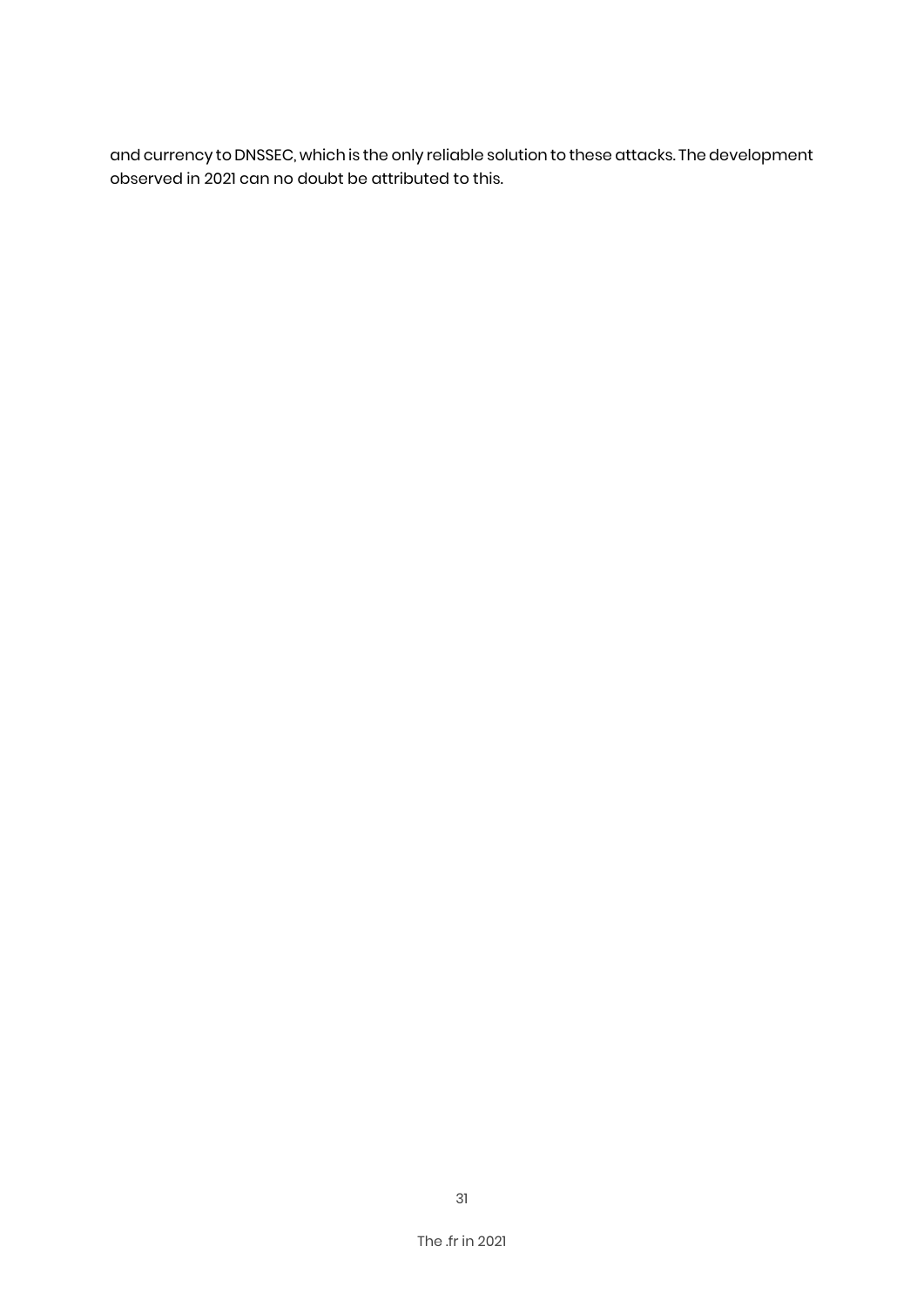and currency to DNSSEC, which is the only reliable solution to these attacks. The development observed in 2021 can no doubt be attributed to this.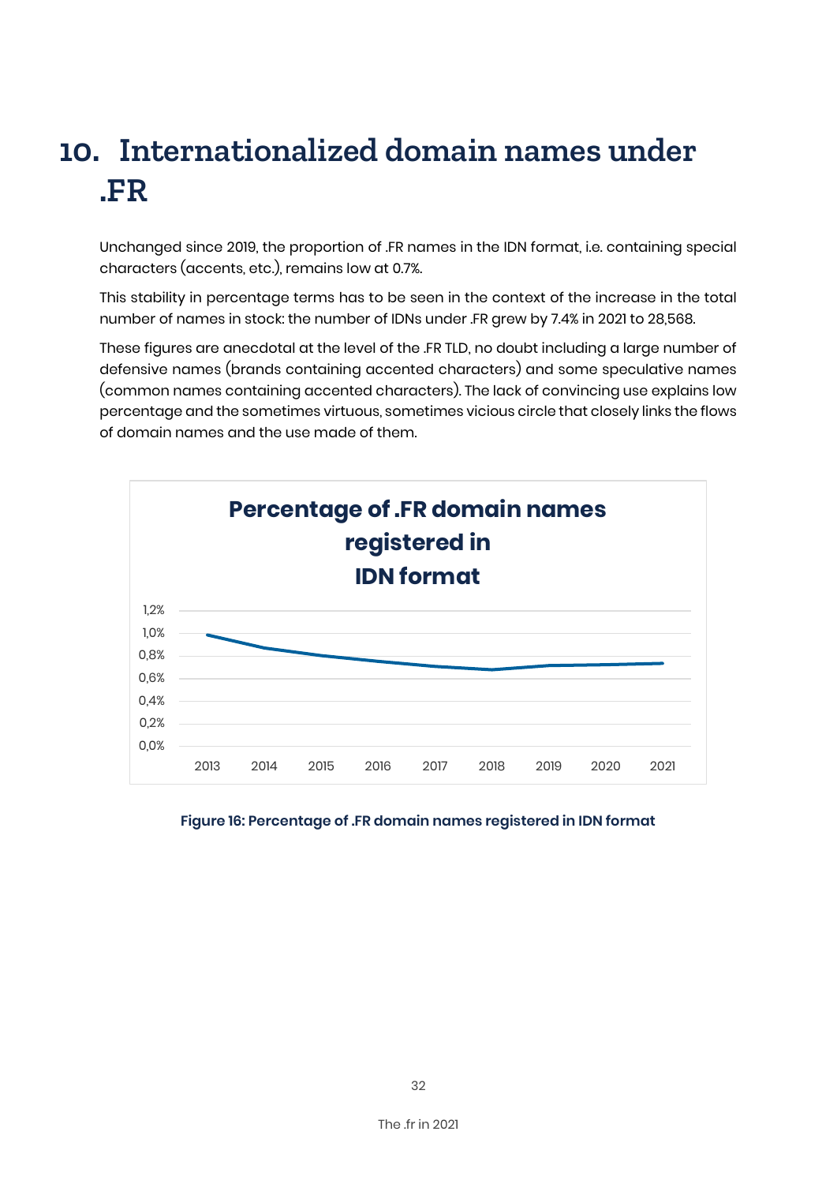# 10. Internationalized domain names under .FR

Unchanged since 2019, the proportion of .FR names in the IDN format, i.e. containing special characters (accents, etc.), remains low at 0.7%.

This stability in percentage terms has to be seen in the context of the increase in the total number of names in stock: the number of IDNs under .FR grew by 7.4% in 2021 to 28,568.

These figures are anecdotal at the level of the .FR TLD, no doubt including a large number of defensive names (brands containing accented characters) and some speculative names (common names containing accented characters). The lack of convincing use explains low percentage and the sometimes virtuous, sometimes vicious circle that closely links the flows of domain names and the use made of them.

**Percentage of .FR domain names registered in IDN format**

1,2%
1,0%
0,8%
0,6%
0,4%
0,2%
0,0%

2013 2014 2015 2016 2017 2018 2019 2020 2021

**Figure 16: Percentage of .FR domain names registered in IDN format**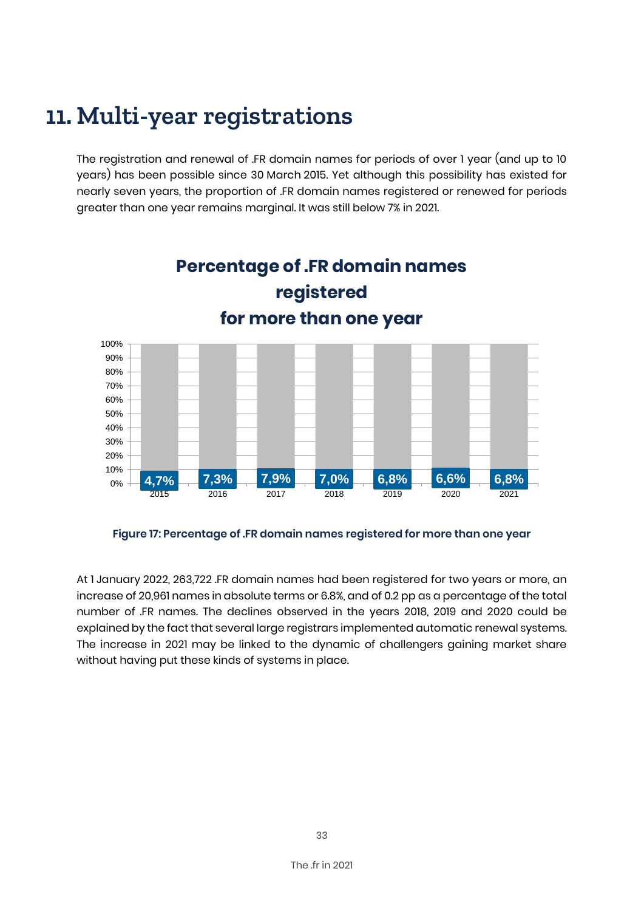# 11. Multi-year registrations

The registration and renewal of .FR domain names for periods of over 1 year (and up to 10 years) has been possible since 30 March 2015. Yet although this possibility has existed for nearly seven years, the proportion of .FR domain names registered or renewed for periods greater than one year remains marginal. It was still below 7% in 2021.

**Percentage of .FR domain names registered for more than one year**

| Year | Percentage |
|---|---|
| 2015 | 4,7% |
| 2016 | 7,3% |
| 2017 | 7,9% |
| 2018 | 7,0% |
| 2019 | 6,8% |
| 2020 | 6,6% |
| 2021 | 6,8% |

**Figure 17: Percentage of .FR domain names registered for more than one year**

At 1 January 2022, 263,722 .FR domain names had been registered for two years or more, an increase of 20,961 names in absolute terms or 6.8%, and of 0.2 pp as a percentage of the total number of .FR names. The declines observed in the years 2018, 2019 and 2020 could be explained by the fact that several large registrars implemented automatic renewal systems. The increase in 2021 may be linked to the dynamic of challengers gaining market share without having put these kinds of systems in place.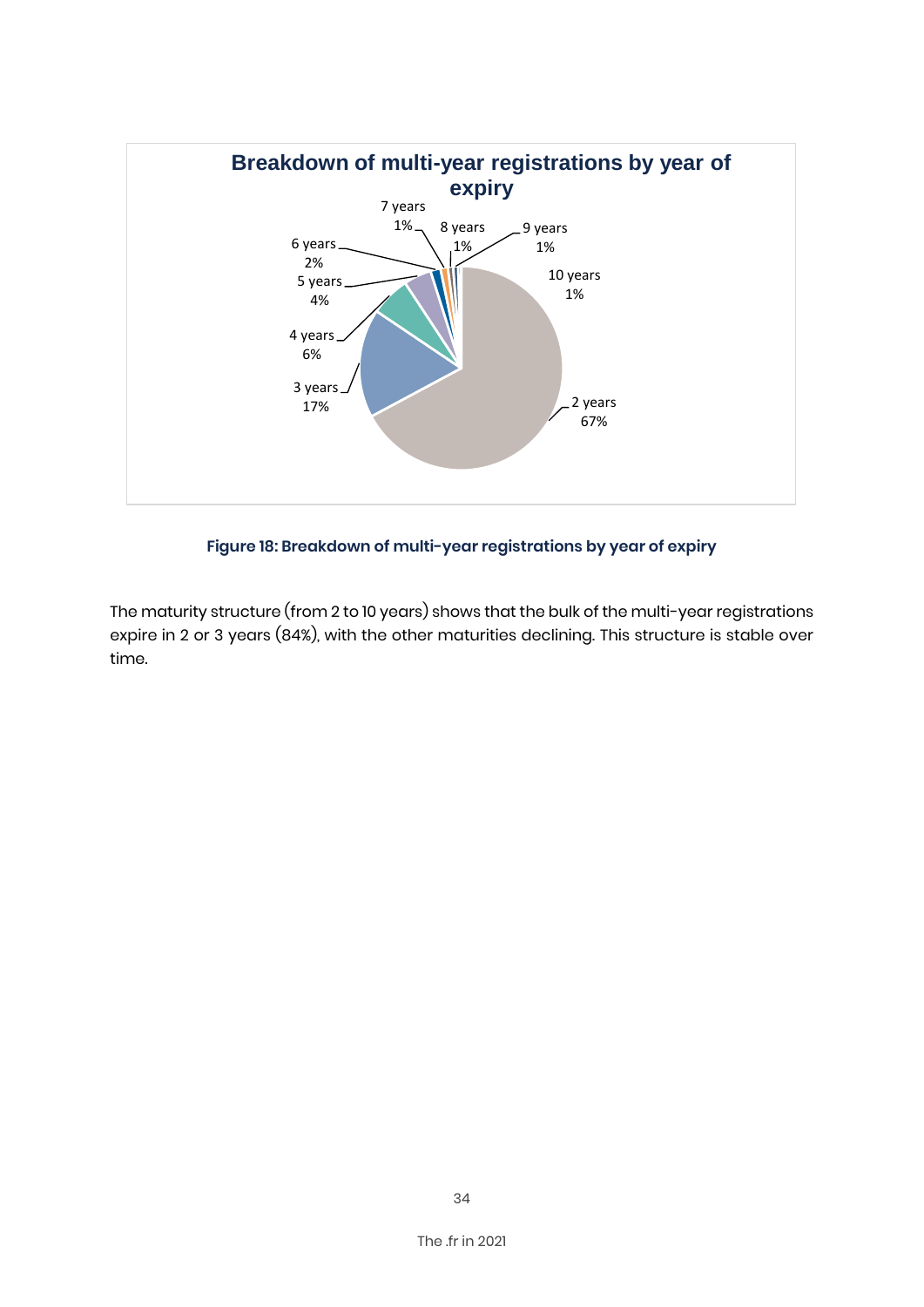**Figure 18: Breakdown of multi-year registrations by year of expiry**

The maturity structure (from 2 to 10 years) shows that the bulk of the multi-year registrations expire in 2 or 3 years (84%), with the other maturities declining. This structure is stable over time.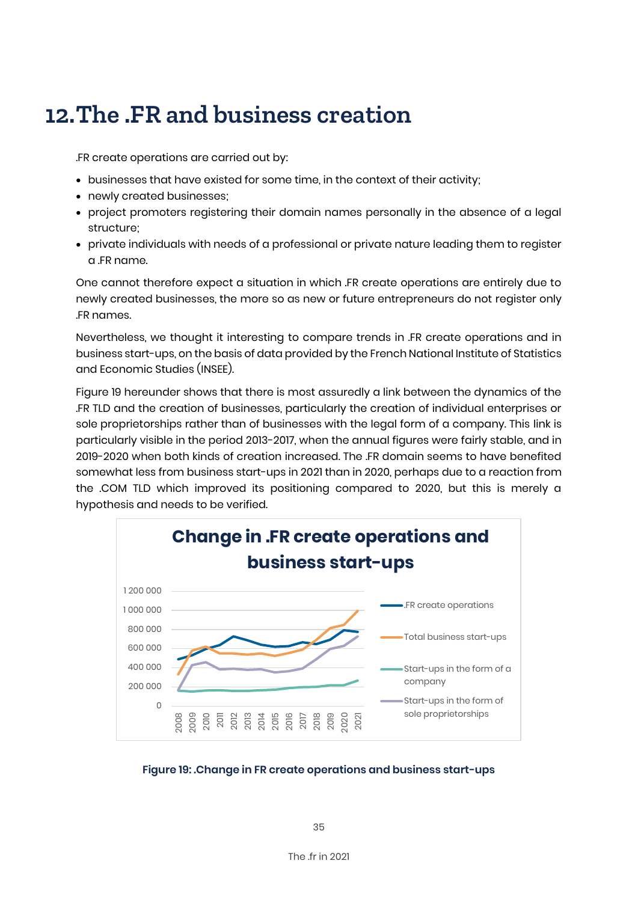# 12. The .FR and business creation

.FR create operations are carried out by:

- businesses that have existed for some time, in the context of their activity;
- newly created businesses;
- project promoters registering their domain names personally in the absence of a legal structure;
- private individuals with needs of a professional or private nature leading them to register a .FR name.

One cannot therefore expect a situation in which .FR create operations are entirely due to newly created businesses, the more so as new or future entrepreneurs do not register only .FR names.

Nevertheless, we thought it interesting to compare trends in .FR create operations and in business start-ups, on the basis of data provided by the French National Institute of Statistics and Economic Studies (INSEE).

Figure 19 hereunder shows that there is most assuredly a link between the dynamics of the .FR TLD and the creation of businesses, particularly the creation of individual enterprises or sole proprietorships rather than of businesses with the legal form of a company. This link is particularly visible in the period 2013-2017, when the annual figures were fairly stable, and in 2019-2020 when both kinds of creation increased. The .FR domain seems to have benefited somewhat less from business start-ups in 2021 than in 2020, perhaps due to a reaction from the .COM TLD which improved its positioning compared to 2020, but this is merely a hypothesis and needs to be verified.

**Figure 19: .Change in FR create operations and business start-ups**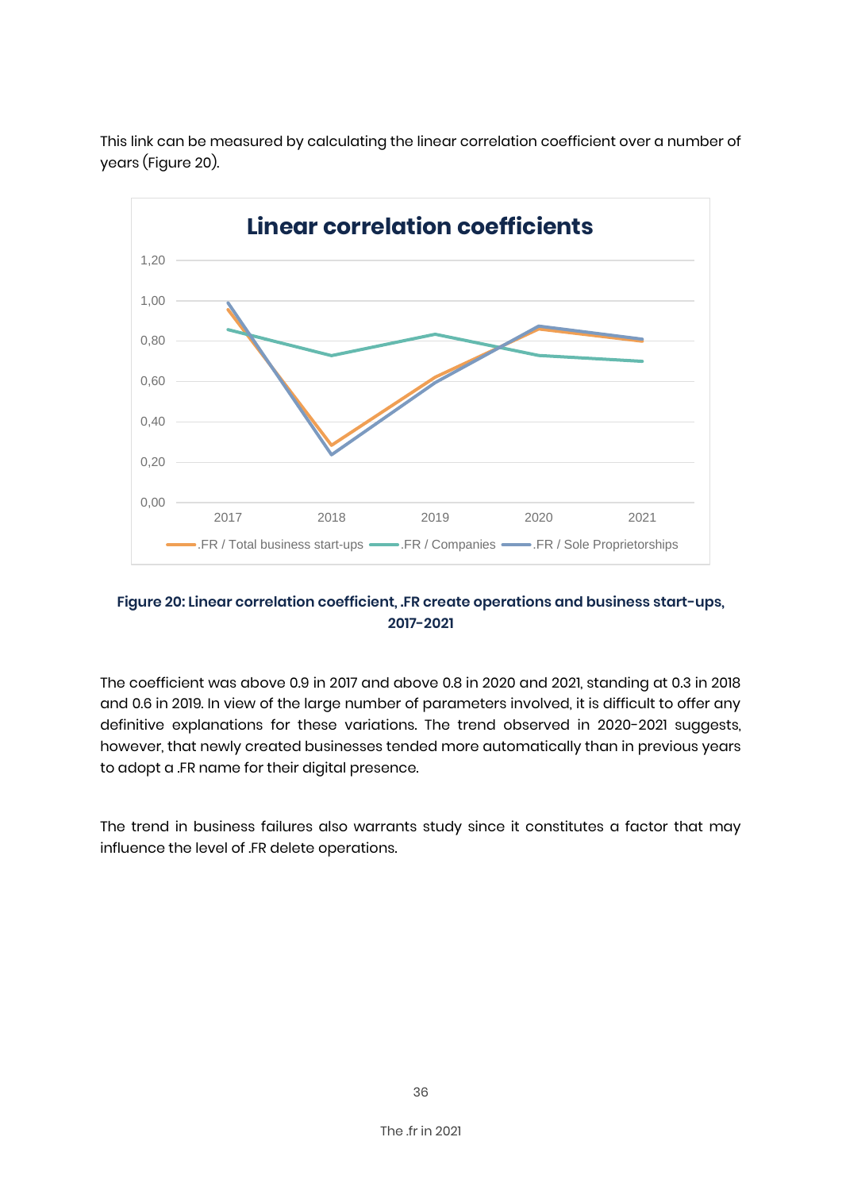This link can be measured by calculating the linear correlation coefficient over a number of years (Figure 20).

**Figure 20: Linear correlation coefficient, .FR create operations and business start-ups, 2017-2021**

The coefficient was above 0.9 in 2017 and above 0.8 in 2020 and 2021, standing at 0.3 in 2018 and 0.6 in 2019. In view of the large number of parameters involved, it is difficult to offer any definitive explanations for these variations. The trend observed in 2020-2021 suggests, however, that newly created businesses tended more automatically than in previous years to adopt a .FR name for their digital presence.

The trend in business failures also warrants study since it constitutes a factor that may influence the level of .FR delete operations.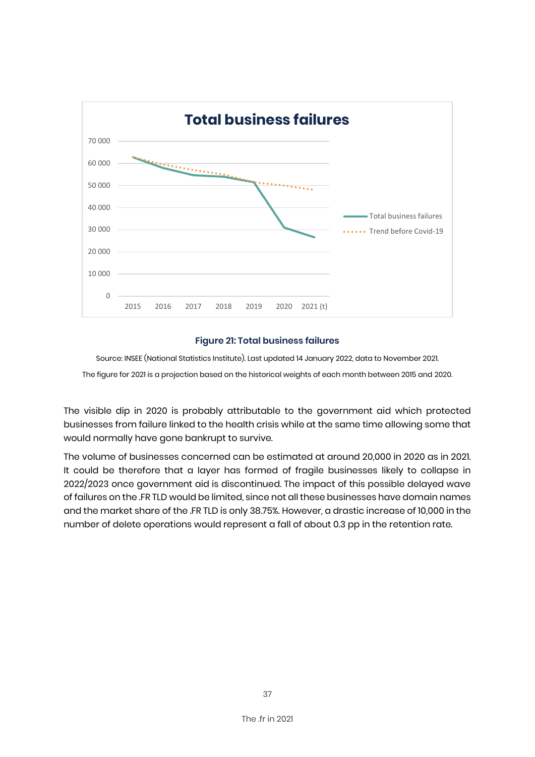Figure 21: Total business failures

Source: INSEE (National Statistics Institute). Last updated 14 January 2022, data to November 2021.

The figure for 2021 is a projection based on the historical weights of each month between 2015 and 2020.

The visible dip in 2020 is probably attributable to the government aid which protected businesses from failure linked to the health crisis while at the same time allowing some that would normally have gone bankrupt to survive.

The volume of businesses concerned can be estimated at around 20,000 in 2020 as in 2021. It could be therefore that a layer has formed of fragile businesses likely to collapse in 2022/2023 once government aid is discontinued. The impact of this possible delayed wave of failures on the .FR TLD would be limited, since not all these businesses have domain names and the market share of the .FR TLD is only 38.75%. However, a drastic increase of 10,000 in the number of delete operations would represent a fall of about 0.3 pp in the retention rate.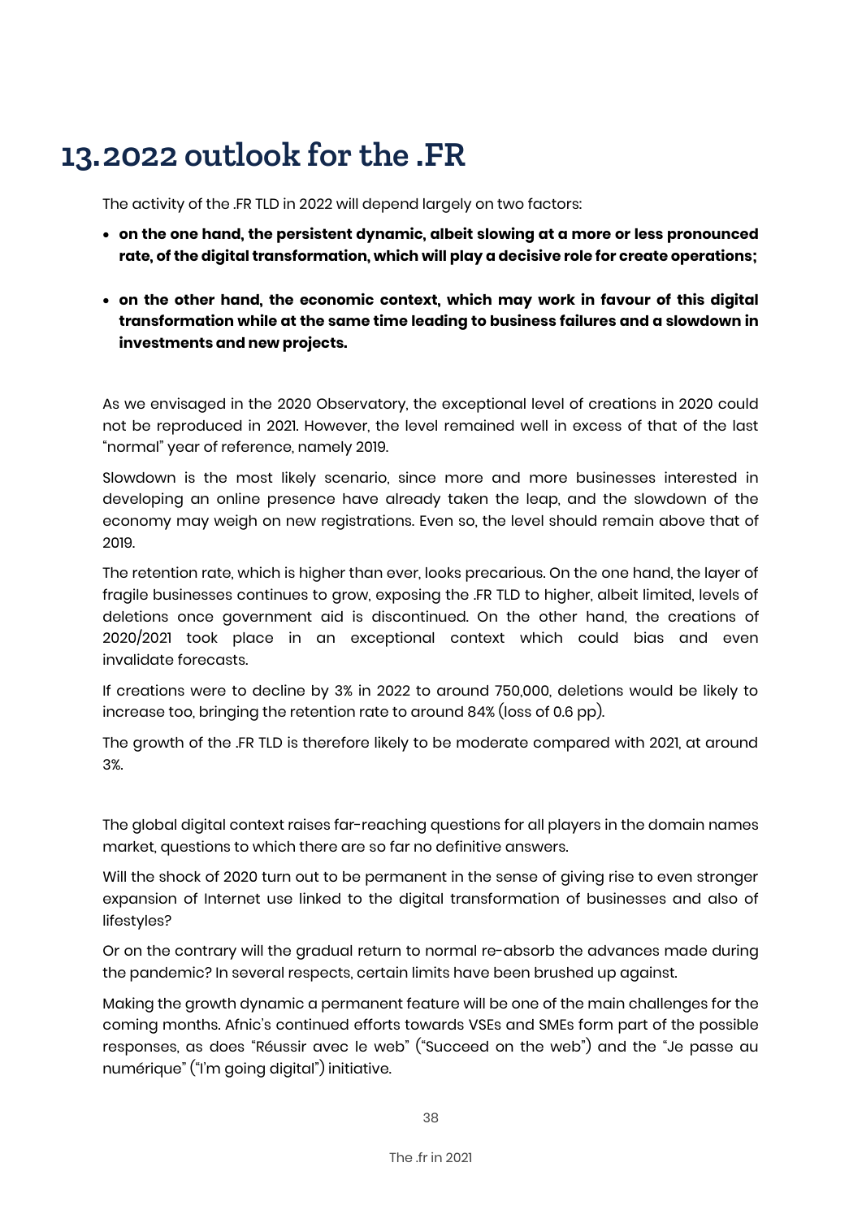# 13. 2022 outlook for the .FR

The activity of the .FR TLD in 2022 will depend largely on two factors:

- **on the one hand, the persistent dynamic, albeit slowing at a more or less pronounced rate, of the digital transformation, which will play a decisive role for create operations;**
- **on the other hand, the economic context, which may work in favour of this digital transformation while at the same time leading to business failures and a slowdown in investments and new projects.**

As we envisaged in the 2020 Observatory, the exceptional level of creations in 2020 could not be reproduced in 2021. However, the level remained well in excess of that of the last "normal" year of reference, namely 2019.

Slowdown is the most likely scenario, since more and more businesses interested in developing an online presence have already taken the leap, and the slowdown of the economy may weigh on new registrations. Even so, the level should remain above that of 2019.

The retention rate, which is higher than ever, looks precarious. On the one hand, the layer of fragile businesses continues to grow, exposing the .FR TLD to higher, albeit limited, levels of deletions once government aid is discontinued. On the other hand, the creations of 2020/2021 took place in an exceptional context which could bias and even invalidate forecasts.

If creations were to decline by 3% in 2022 to around 750,000, deletions would be likely to increase too, bringing the retention rate to around 84% (loss of 0.6 pp).

The growth of the .FR TLD is therefore likely to be moderate compared with 2021, at around 3%.

The global digital context raises far-reaching questions for all players in the domain names market, questions to which there are so far no definitive answers.

Will the shock of 2020 turn out to be permanent in the sense of giving rise to even stronger expansion of Internet use linked to the digital transformation of businesses and also of lifestyles?

Or on the contrary will the gradual return to normal re-absorb the advances made during the pandemic? In several respects, certain limits have been brushed up against.

Making the growth dynamic a permanent feature will be one of the main challenges for the coming months. Afnic's continued efforts towards VSEs and SMEs form part of the possible responses, as does "Réussir avec le web" ("Succeed on the web") and the "Je passe au numérique" ("I'm going digital") initiative.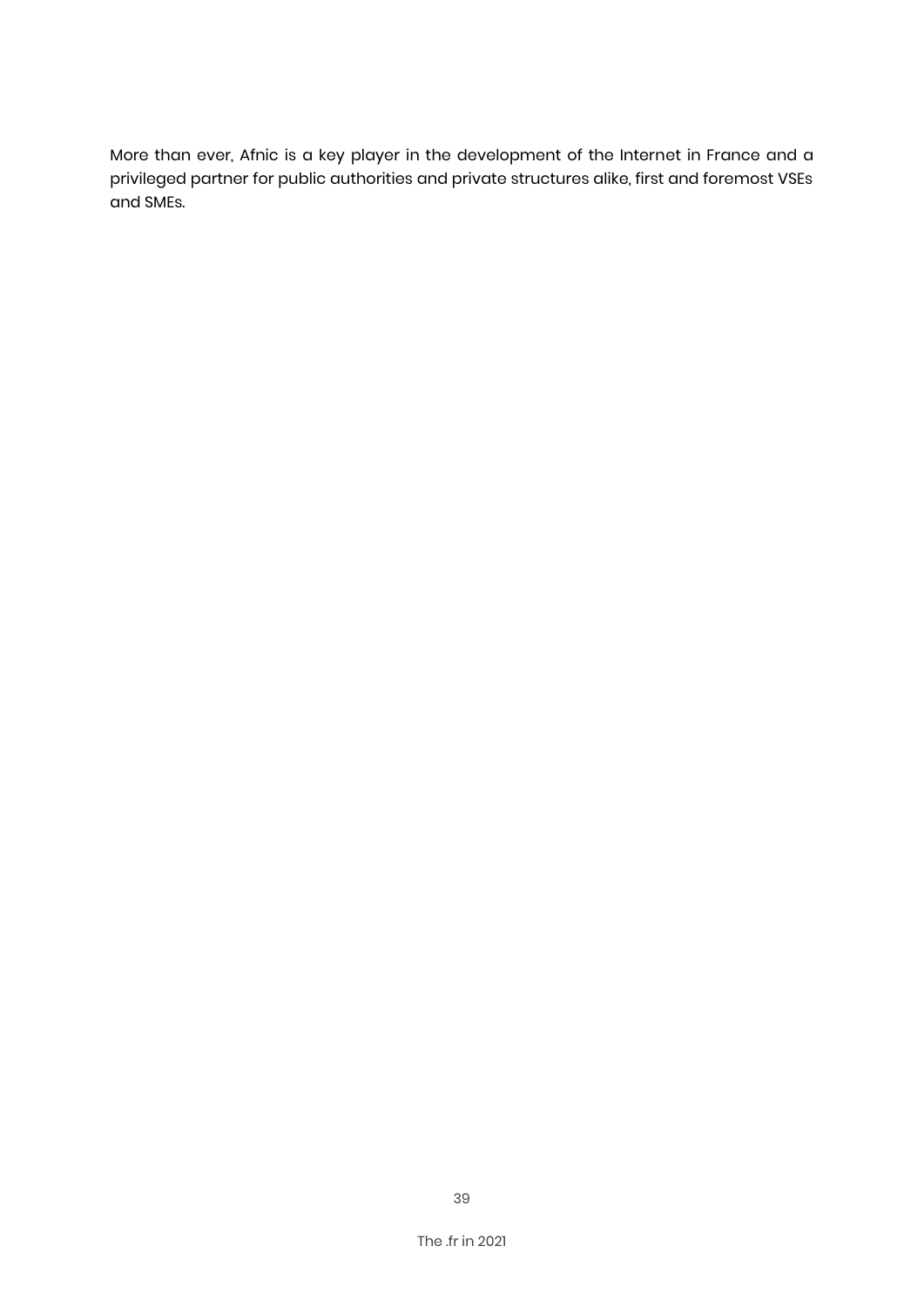More than ever, Afnic is a key player in the development of the Internet in France and a privileged partner for public authorities and private structures alike, first and foremost VSEs and SMEs.